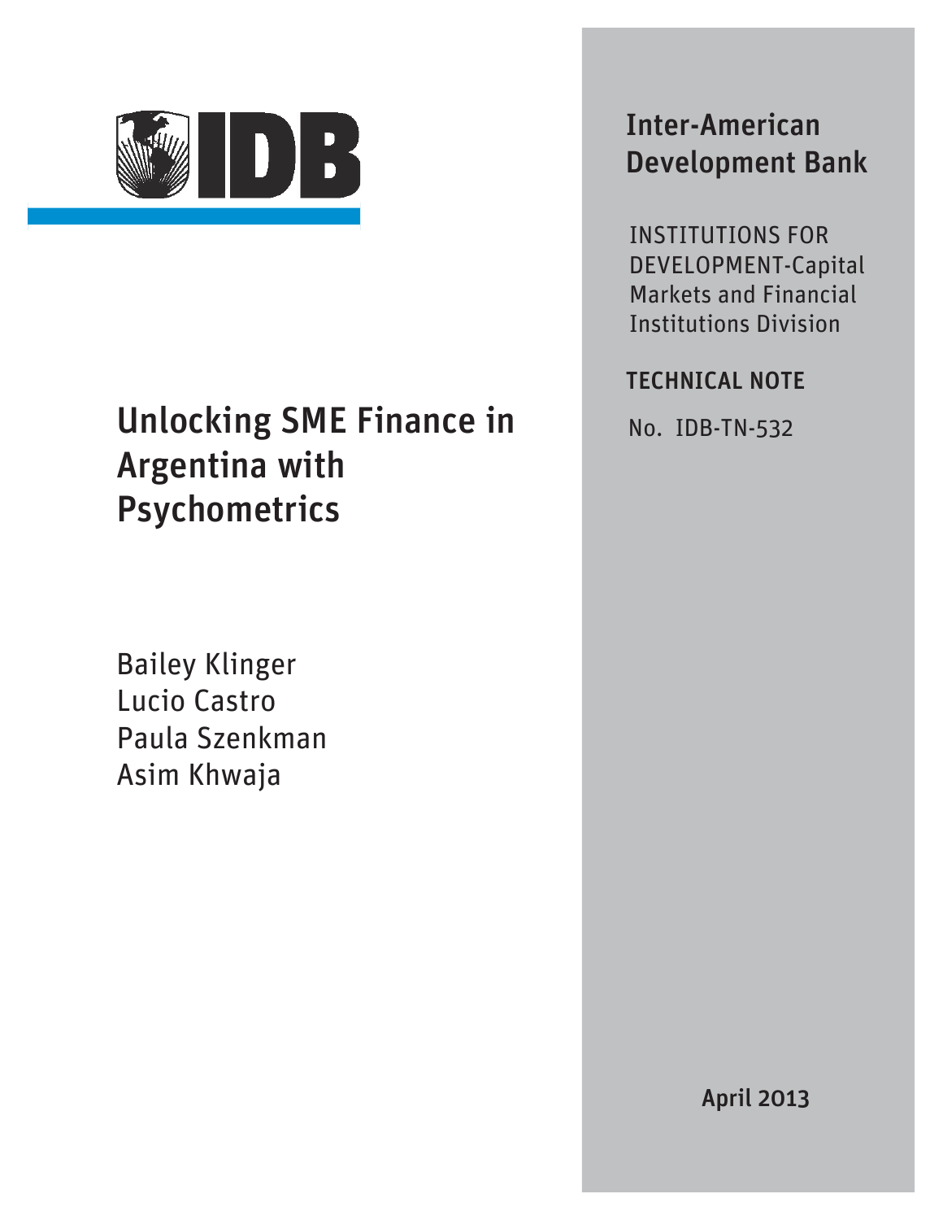IDB

# Unlocking SME Finance in Argentina with Psychometrics

Bailey Klinger
Lucio Castro
Paula Szenkman
Asim Khwaja

**Inter-American Development Bank**

INSTITUTIONS FOR DEVELOPMENT-Capital Markets and Financial Institutions Division

**TECHNICAL NOTE**

No. IDB-TN-532

**April 2013**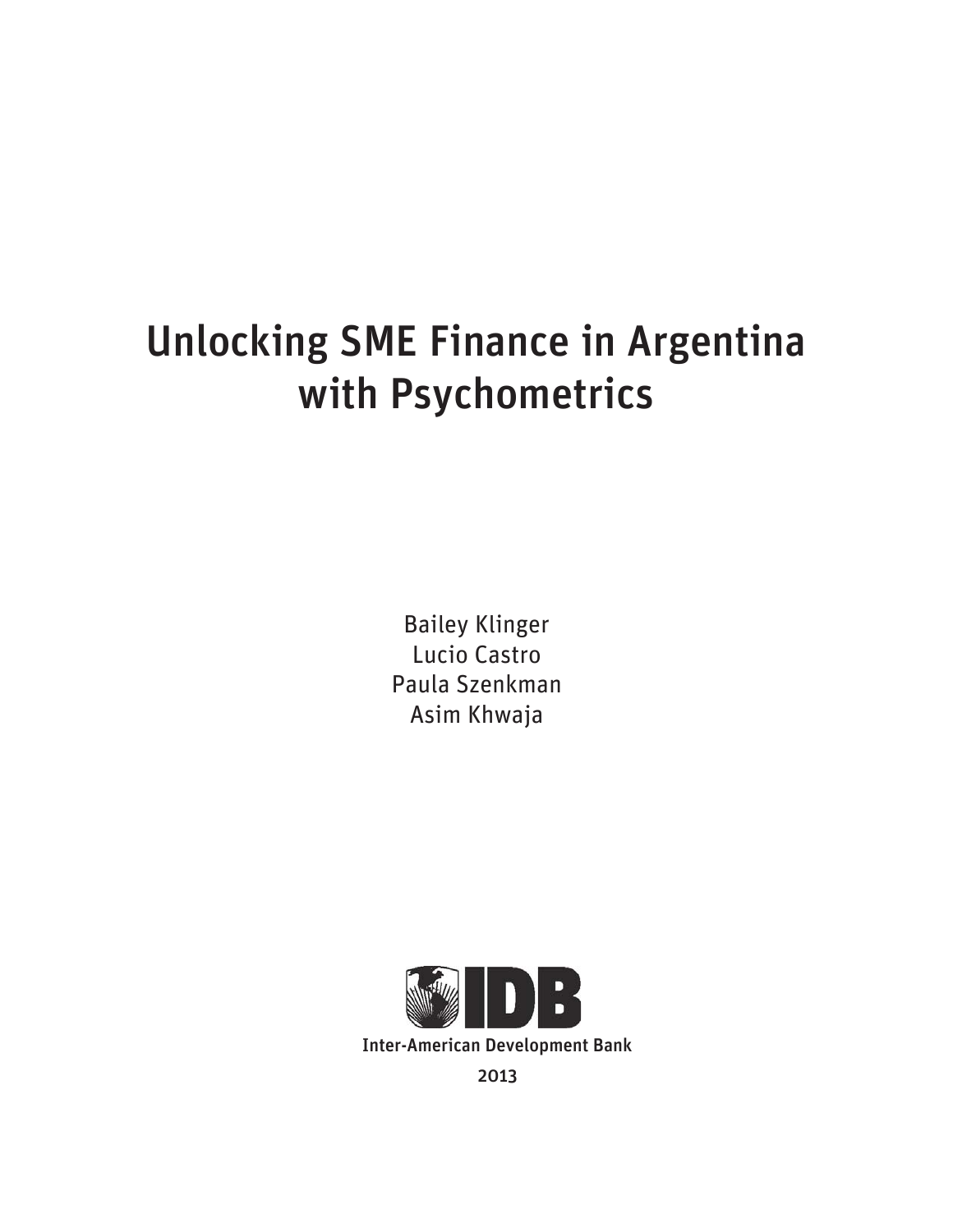# Unlocking SME Finance in Argentina with Psychometrics

Bailey Klinger
Lucio Castro
Paula Szenkman
Asim Khwaja

Inter-American Development Bank

2013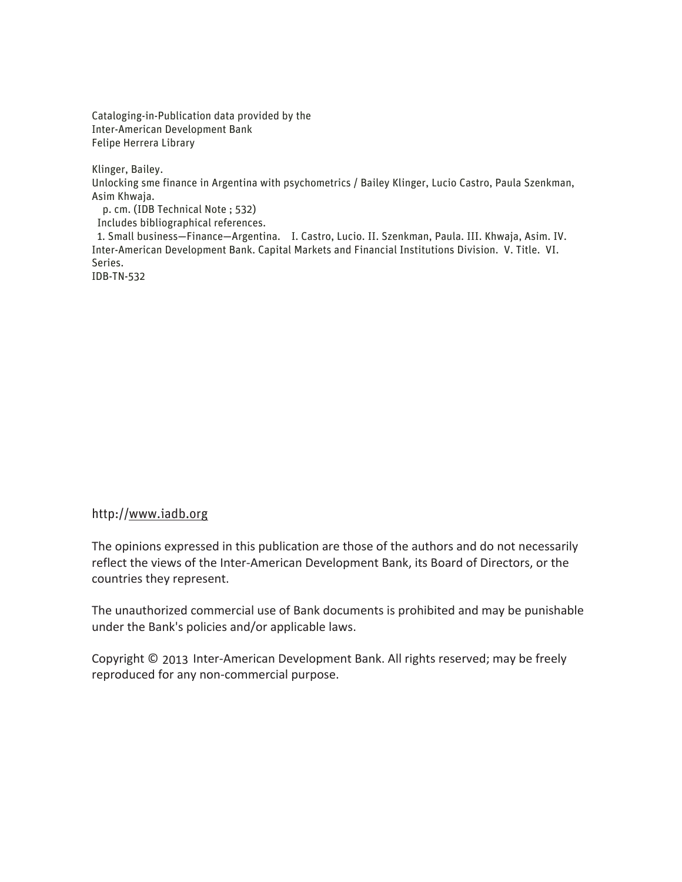Cataloging-in-Publication data provided by the
Inter-American Development Bank
Felipe Herrera Library

Klinger, Bailey.
Unlocking sme finance in Argentina with psychometrics / Bailey Klinger, Lucio Castro, Paula Szenkman, Asim Khwaja.
p. cm. (IDB Technical Note ; 532)
Includes bibliographical references.
1. Small business—Finance—Argentina. I. Castro, Lucio. II. Szenkman, Paula. III. Khwaja, Asim. IV. Inter-American Development Bank. Capital Markets and Financial Institutions Division. V. Title. VI. Series.
IDB-TN-532

http://www.iadb.org

The opinions expressed in this publication are those of the authors and do not necessarily reflect the views of the Inter-American Development Bank, its Board of Directors, or the countries they represent.

The unauthorized commercial use of Bank documents is prohibited and may be punishable under the Bank's policies and/or applicable laws.

Copyright © 2013 Inter-American Development Bank. All rights reserved; may be freely reproduced for any non-commercial purpose.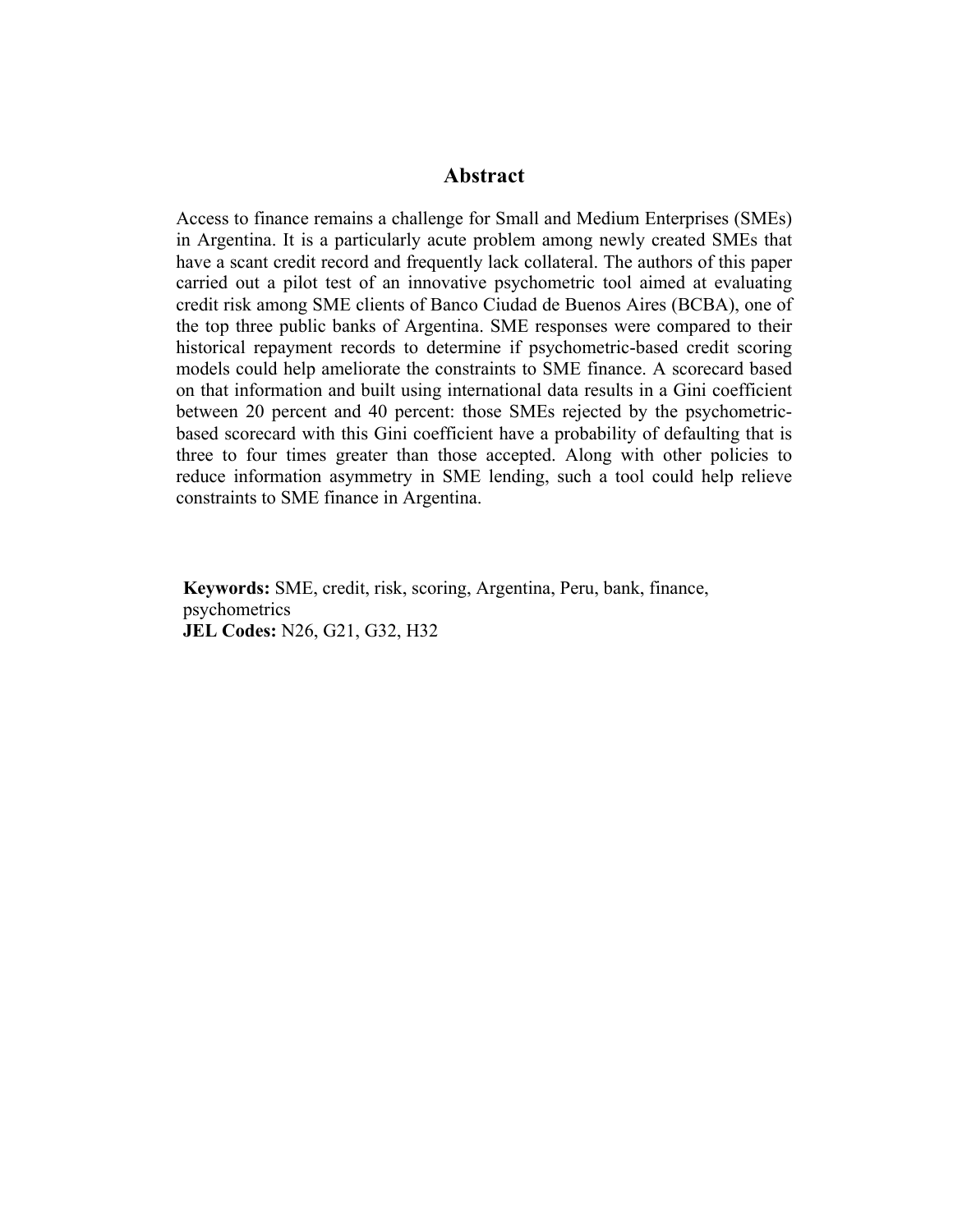## Abstract

Access to finance remains a challenge for Small and Medium Enterprises (SMEs) in Argentina. It is a particularly acute problem among newly created SMEs that have a scant credit record and frequently lack collateral. The authors of this paper carried out a pilot test of an innovative psychometric tool aimed at evaluating credit risk among SME clients of Banco Ciudad de Buenos Aires (BCBA), one of the top three public banks of Argentina. SME responses were compared to their historical repayment records to determine if psychometric-based credit scoring models could help ameliorate the constraints to SME finance. A scorecard based on that information and built using international data results in a Gini coefficient between 20 percent and 40 percent: those SMEs rejected by the psychometric-based scorecard with this Gini coefficient have a probability of defaulting that is three to four times greater than those accepted. Along with other policies to reduce information asymmetry in SME lending, such a tool could help relieve constraints to SME finance in Argentina.

**Keywords:** SME, credit, risk, scoring, Argentina, Peru, bank, finance, psychometrics
**JEL Codes:** N26, G21, G32, H32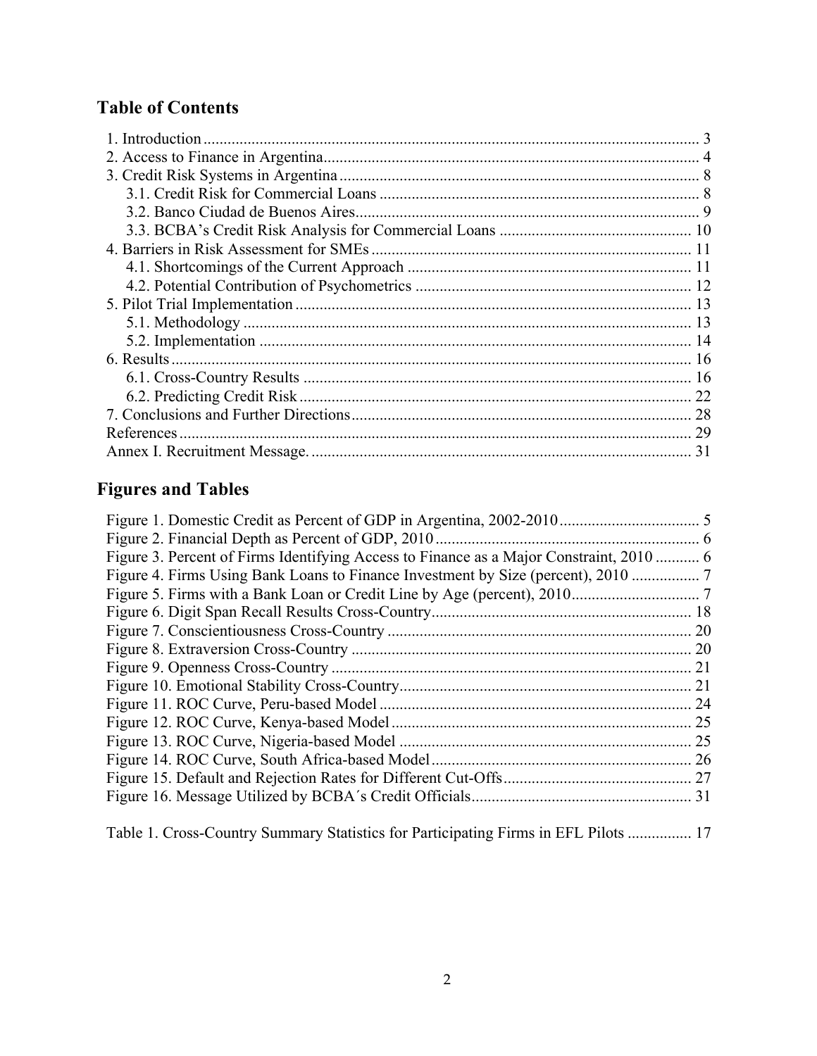## Table of Contents

1. Introduction ... 3
2. Access to Finance in Argentina ... 4
3. Credit Risk Systems in Argentina ... 8
   - 3.1. Credit Risk for Commercial Loans ... 8
   - 3.2. Banco Ciudad de Buenos Aires ... 9
   - 3.3. BCBA's Credit Risk Analysis for Commercial Loans ... 10
4. Barriers in Risk Assessment for SMEs ... 11
   - 4.1. Shortcomings of the Current Approach ... 11
   - 4.2. Potential Contribution of Psychometrics ... 12
5. Pilot Trial Implementation ... 13
   - 5.1. Methodology ... 13
   - 5.2. Implementation ... 14
6. Results ... 16
   - 6.1. Cross-Country Results ... 16
   - 6.2. Predicting Credit Risk ... 22
7. Conclusions and Further Directions ... 28

References ... 29

Annex I. Recruitment Message. ... 31

## Figures and Tables

Figure 1. Domestic Credit as Percent of GDP in Argentina, 2002-2010 ... 5
Figure 2. Financial Depth as Percent of GDP, 2010 ... 6
Figure 3. Percent of Firms Identifying Access to Finance as a Major Constraint, 2010 ... 6
Figure 4. Firms Using Bank Loans to Finance Investment by Size (percent), 2010 ... 7
Figure 5. Firms with a Bank Loan or Credit Line by Age (percent), 2010 ... 7
Figure 6. Digit Span Recall Results Cross-Country ... 18
Figure 7. Conscientiousness Cross-Country ... 20
Figure 8. Extraversion Cross-Country ... 20
Figure 9. Openness Cross-Country ... 21
Figure 10. Emotional Stability Cross-Country ... 21
Figure 11. ROC Curve, Peru-based Model ... 24
Figure 12. ROC Curve, Kenya-based Model ... 25
Figure 13. ROC Curve, Nigeria-based Model ... 25
Figure 14. ROC Curve, South Africa-based Model ... 26
Figure 15. Default and Rejection Rates for Different Cut-Offs ... 27
Figure 16. Message Utilized by BCBA´s Credit Officials ... 31

Table 1. Cross-Country Summary Statistics for Participating Firms in EFL Pilots ... 17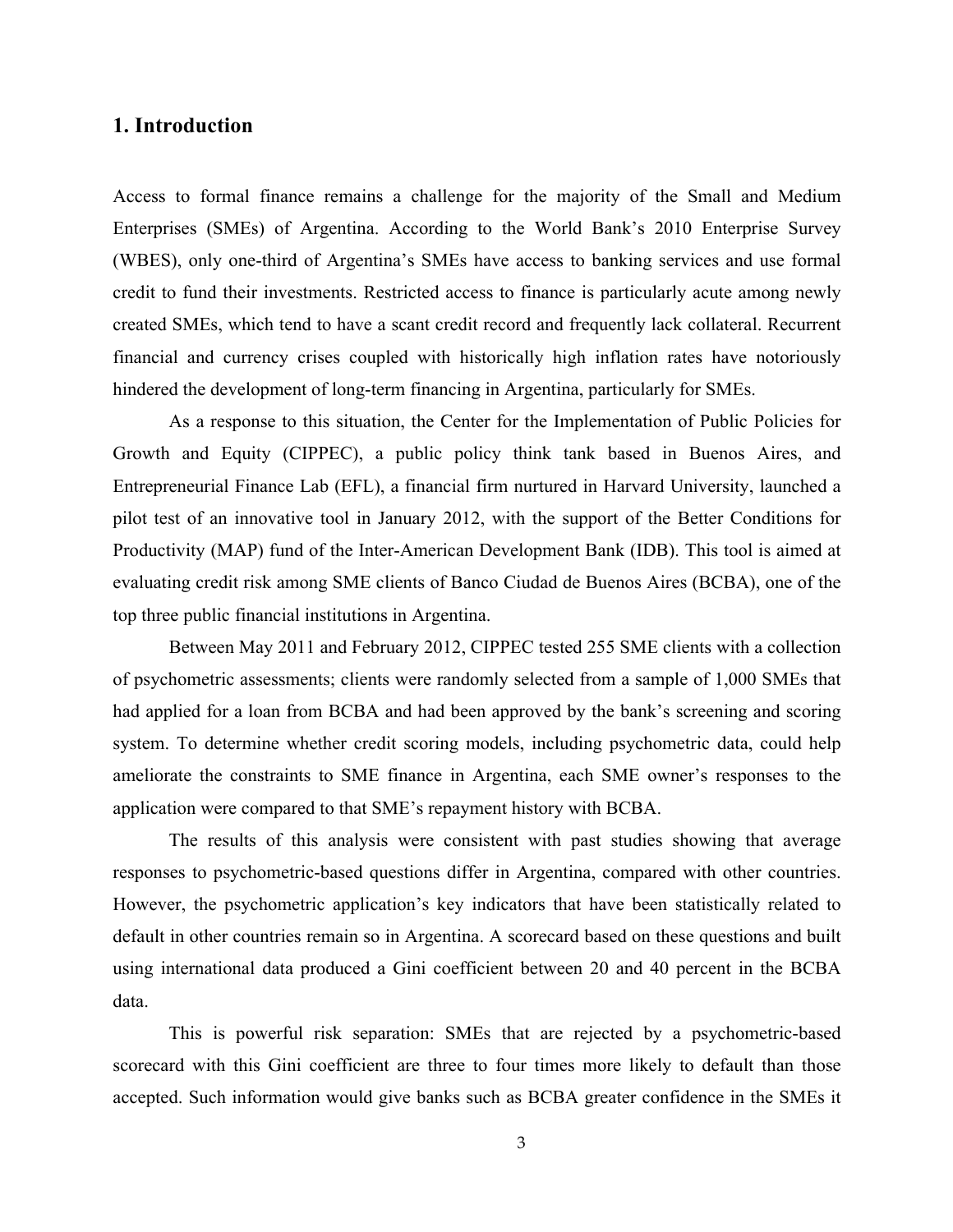## 1. Introduction

Access to formal finance remains a challenge for the majority of the Small and Medium Enterprises (SMEs) of Argentina. According to the World Bank's 2010 Enterprise Survey (WBES), only one-third of Argentina's SMEs have access to banking services and use formal credit to fund their investments. Restricted access to finance is particularly acute among newly created SMEs, which tend to have a scant credit record and frequently lack collateral. Recurrent financial and currency crises coupled with historically high inflation rates have notoriously hindered the development of long-term financing in Argentina, particularly for SMEs.

As a response to this situation, the Center for the Implementation of Public Policies for Growth and Equity (CIPPEC), a public policy think tank based in Buenos Aires, and Entrepreneurial Finance Lab (EFL), a financial firm nurtured in Harvard University, launched a pilot test of an innovative tool in January 2012, with the support of the Better Conditions for Productivity (MAP) fund of the Inter-American Development Bank (IDB). This tool is aimed at evaluating credit risk among SME clients of Banco Ciudad de Buenos Aires (BCBA), one of the top three public financial institutions in Argentina.

Between May 2011 and February 2012, CIPPEC tested 255 SME clients with a collection of psychometric assessments; clients were randomly selected from a sample of 1,000 SMEs that had applied for a loan from BCBA and had been approved by the bank's screening and scoring system. To determine whether credit scoring models, including psychometric data, could help ameliorate the constraints to SME finance in Argentina, each SME owner's responses to the application were compared to that SME's repayment history with BCBA.

The results of this analysis were consistent with past studies showing that average responses to psychometric-based questions differ in Argentina, compared with other countries. However, the psychometric application's key indicators that have been statistically related to default in other countries remain so in Argentina. A scorecard based on these questions and built using international data produced a Gini coefficient between 20 and 40 percent in the BCBA data.

This is powerful risk separation: SMEs that are rejected by a psychometric-based scorecard with this Gini coefficient are three to four times more likely to default than those accepted. Such information would give banks such as BCBA greater confidence in the SMEs it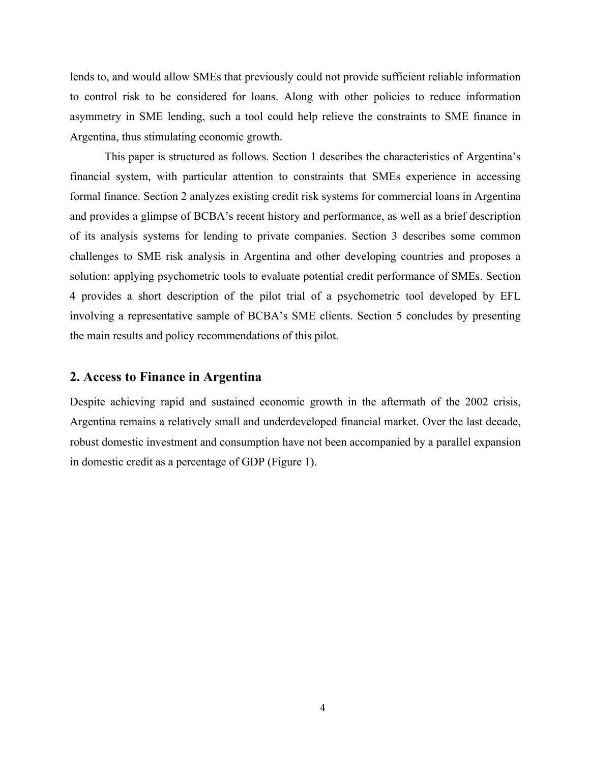lends to, and would allow SMEs that previously could not provide sufficient reliable information to control risk to be considered for loans. Along with other policies to reduce information asymmetry in SME lending, such a tool could help relieve the constraints to SME finance in Argentina, thus stimulating economic growth.

This paper is structured as follows. Section 1 describes the characteristics of Argentina's financial system, with particular attention to constraints that SMEs experience in accessing formal finance. Section 2 analyzes existing credit risk systems for commercial loans in Argentina and provides a glimpse of BCBA's recent history and performance, as well as a brief description of its analysis systems for lending to private companies. Section 3 describes some common challenges to SME risk analysis in Argentina and other developing countries and proposes a solution: applying psychometric tools to evaluate potential credit performance of SMEs. Section 4 provides a short description of the pilot trial of a psychometric tool developed by EFL involving a representative sample of BCBA's SME clients. Section 5 concludes by presenting the main results and policy recommendations of this pilot.

## 2. Access to Finance in Argentina

Despite achieving rapid and sustained economic growth in the aftermath of the 2002 crisis, Argentina remains a relatively small and underdeveloped financial market. Over the last decade, robust domestic investment and consumption have not been accompanied by a parallel expansion in domestic credit as a percentage of GDP (Figure 1).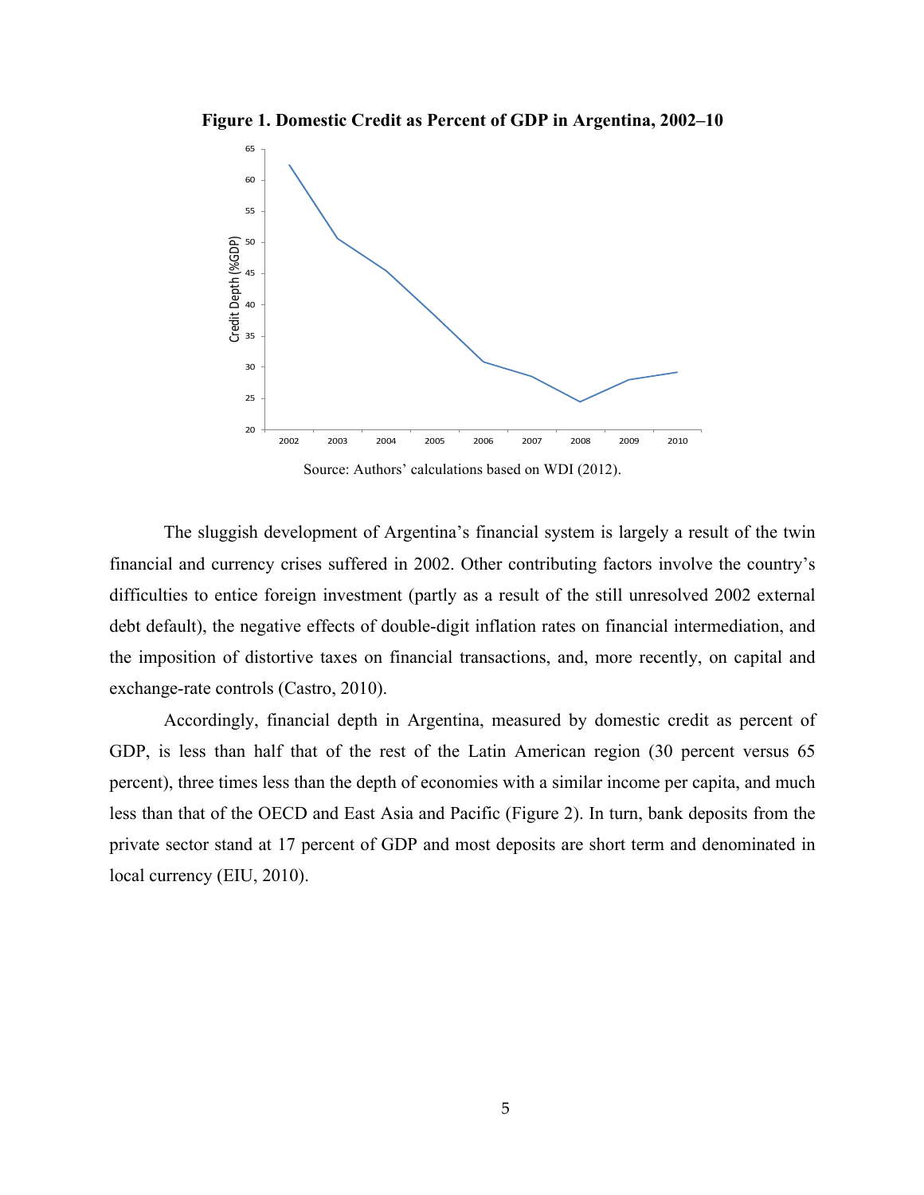**Figure 1. Domestic Credit as Percent of GDP in Argentina, 2002–10**

Source: Authors' calculations based on WDI (2012).

The sluggish development of Argentina's financial system is largely a result of the twin financial and currency crises suffered in 2002. Other contributing factors involve the country's difficulties to entice foreign investment (partly as a result of the still unresolved 2002 external debt default), the negative effects of double-digit inflation rates on financial intermediation, and the imposition of distortive taxes on financial transactions, and, more recently, on capital and exchange-rate controls (Castro, 2010).

Accordingly, financial depth in Argentina, measured by domestic credit as percent of GDP, is less than half that of the rest of the Latin American region (30 percent versus 65 percent), three times less than the depth of economies with a similar income per capita, and much less than that of the OECD and East Asia and Pacific (Figure 2). In turn, bank deposits from the private sector stand at 17 percent of GDP and most deposits are short term and denominated in local currency (EIU, 2010).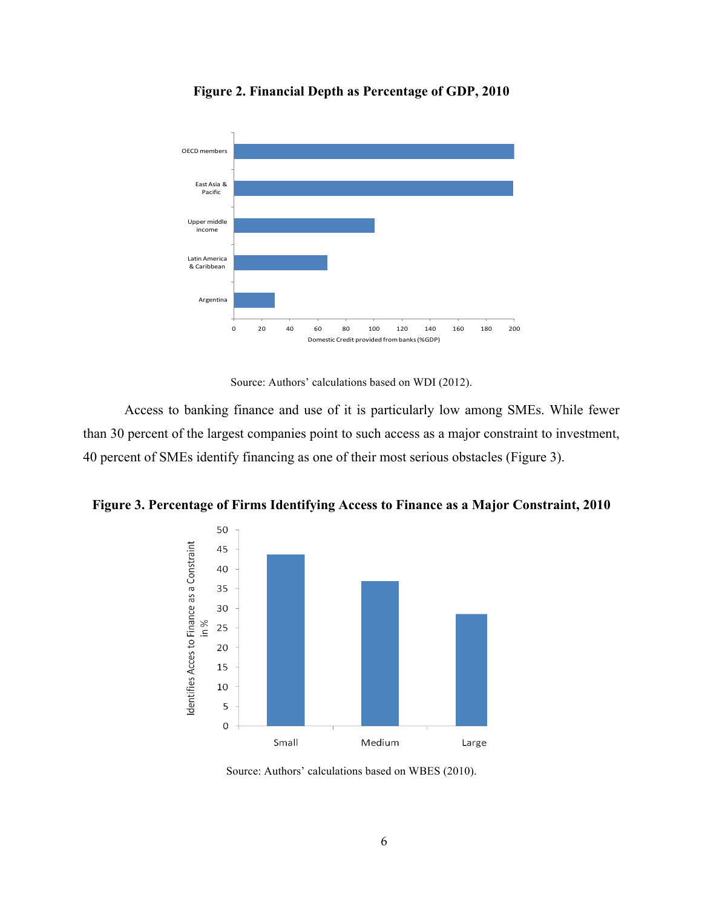**Figure 2. Financial Depth as Percentage of GDP, 2010**

Source: Authors' calculations based on WDI (2012).

Access to banking finance and use of it is particularly low among SMEs. While fewer than 30 percent of the largest companies point to such access as a major constraint to investment, 40 percent of SMEs identify financing as one of their most serious obstacles (Figure 3).

**Figure 3. Percentage of Firms Identifying Access to Finance as a Major Constraint, 2010**

Source: Authors' calculations based on WBES (2010).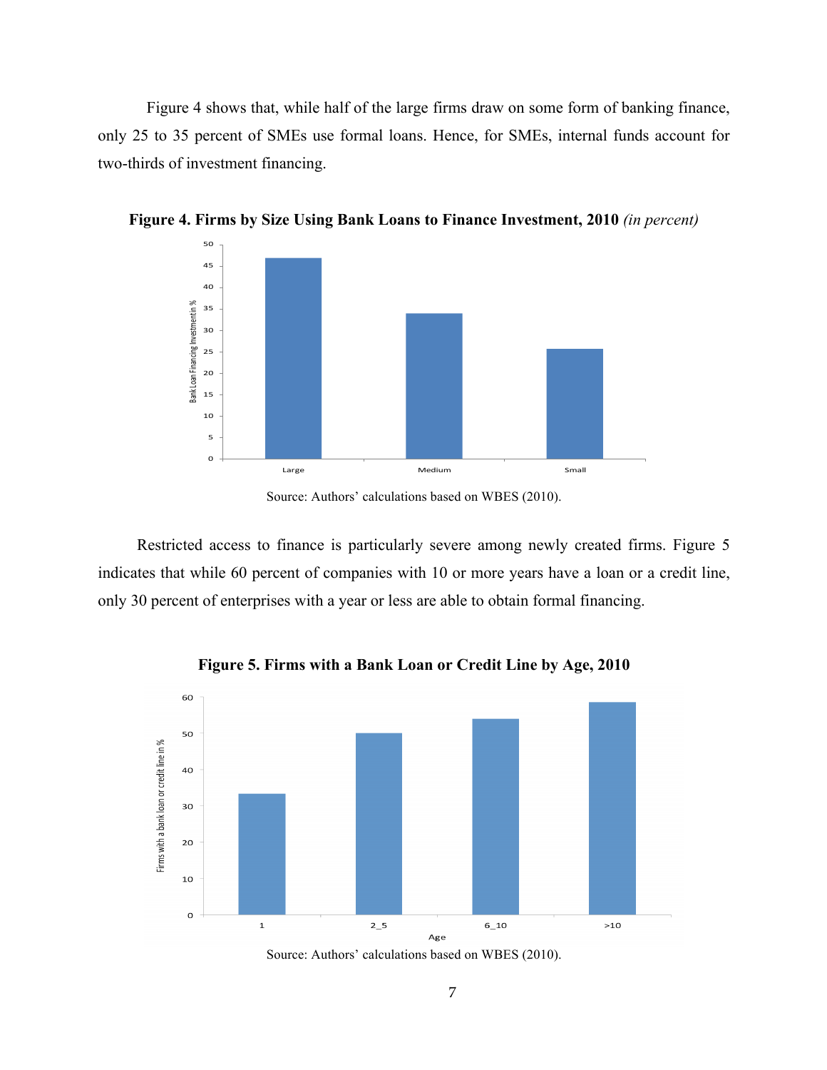Figure 4 shows that, while half of the large firms draw on some form of banking finance, only 25 to 35 percent of SMEs use formal loans. Hence, for SMEs, internal funds account for two-thirds of investment financing.

**Figure 4. Firms by Size Using Bank Loans to Finance Investment, 2010** *(in percent)*

Source: Authors' calculations based on WBES (2010).

Restricted access to finance is particularly severe among newly created firms. Figure 5 indicates that while 60 percent of companies with 10 or more years have a loan or a credit line, only 30 percent of enterprises with a year or less are able to obtain formal financing.

**Figure 5. Firms with a Bank Loan or Credit Line by Age, 2010**

Source: Authors' calculations based on WBES (2010).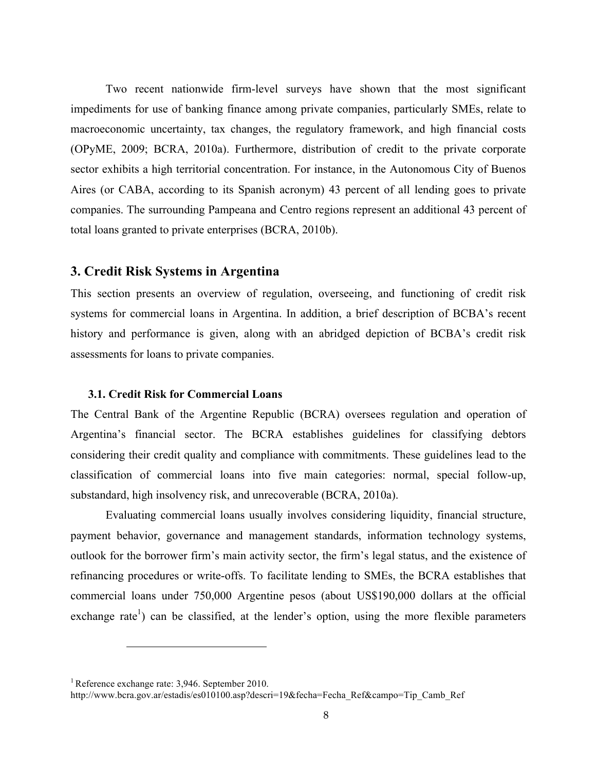Two recent nationwide firm-level surveys have shown that the most significant impediments for use of banking finance among private companies, particularly SMEs, relate to macroeconomic uncertainty, tax changes, the regulatory framework, and high financial costs (OPyME, 2009; BCRA, 2010a). Furthermore, distribution of credit to the private corporate sector exhibits a high territorial concentration. For instance, in the Autonomous City of Buenos Aires (or CABA, according to its Spanish acronym) 43 percent of all lending goes to private companies. The surrounding Pampeana and Centro regions represent an additional 43 percent of total loans granted to private enterprises (BCRA, 2010b).

## 3. Credit Risk Systems in Argentina

This section presents an overview of regulation, overseeing, and functioning of credit risk systems for commercial loans in Argentina. In addition, a brief description of BCBA's recent history and performance is given, along with an abridged depiction of BCBA's credit risk assessments for loans to private companies.

### 3.1. Credit Risk for Commercial Loans

The Central Bank of the Argentine Republic (BCRA) oversees regulation and operation of Argentina's financial sector. The BCRA establishes guidelines for classifying debtors considering their credit quality and compliance with commitments. These guidelines lead to the classification of commercial loans into five main categories: normal, special follow-up, substandard, high insolvency risk, and unrecoverable (BCRA, 2010a).

Evaluating commercial loans usually involves considering liquidity, financial structure, payment behavior, governance and management standards, information technology systems, outlook for the borrower firm's main activity sector, the firm's legal status, and the existence of refinancing procedures or write-offs. To facilitate lending to SMEs, the BCRA establishes that commercial loans under 750,000 Argentine pesos (about US$190,000 dollars at the official exchange rate[1]) can be classified, at the lender's option, using the more flexible parameters

[1] Reference exchange rate: 3,946. September 2010. http://www.bcra.gov.ar/estadis/es010100.asp?descri=19&fecha=Fecha_Ref&campo=Tip_Camb_Ref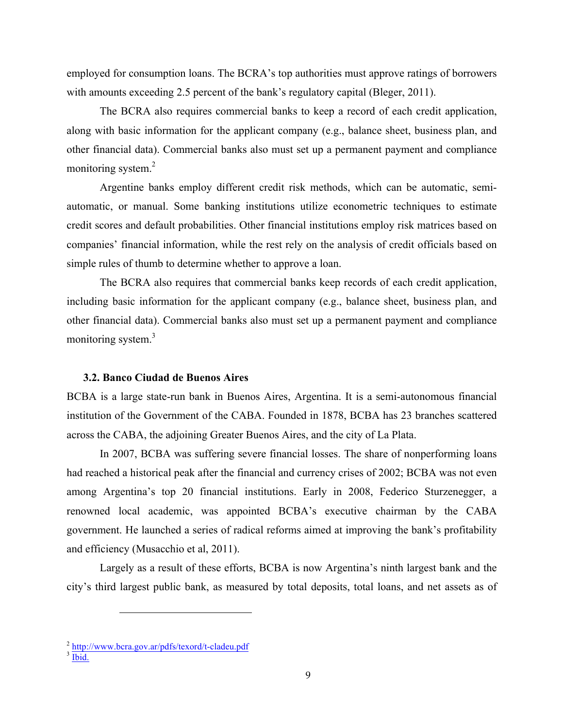employed for consumption loans. The BCRA's top authorities must approve ratings of borrowers with amounts exceeding 2.5 percent of the bank's regulatory capital (Bleger, 2011).

The BCRA also requires commercial banks to keep a record of each credit application, along with basic information for the applicant company (e.g., balance sheet, business plan, and other financial data). Commercial banks also must set up a permanent payment and compliance monitoring system.[2]

Argentine banks employ different credit risk methods, which can be automatic, semi-automatic, or manual. Some banking institutions utilize econometric techniques to estimate credit scores and default probabilities. Other financial institutions employ risk matrices based on companies' financial information, while the rest rely on the analysis of credit officials based on simple rules of thumb to determine whether to approve a loan.

The BCRA also requires that commercial banks keep records of each credit application, including basic information for the applicant company (e.g., balance sheet, business plan, and other financial data). Commercial banks also must set up a permanent payment and compliance monitoring system.[3]

### 3.2. Banco Ciudad de Buenos Aires

BCBA is a large state-run bank in Buenos Aires, Argentina. It is a semi-autonomous financial institution of the Government of the CABA. Founded in 1878, BCBA has 23 branches scattered across the CABA, the adjoining Greater Buenos Aires, and the city of La Plata.

In 2007, BCBA was suffering severe financial losses. The share of nonperforming loans had reached a historical peak after the financial and currency crises of 2002; BCBA was not even among Argentina's top 20 financial institutions. Early in 2008, Federico Sturzenegger, a renowned local academic, was appointed BCBA's executive chairman by the CABA government. He launched a series of radical reforms aimed at improving the bank's profitability and efficiency (Musacchio et al, 2011).

Largely as a result of these efforts, BCBA is now Argentina's ninth largest bank and the city's third largest public bank, as measured by total deposits, total loans, and net assets as of

---

[2] http://www.bcra.gov.ar/pdfs/texord/t-cladeu.pdf

[3] Ibid.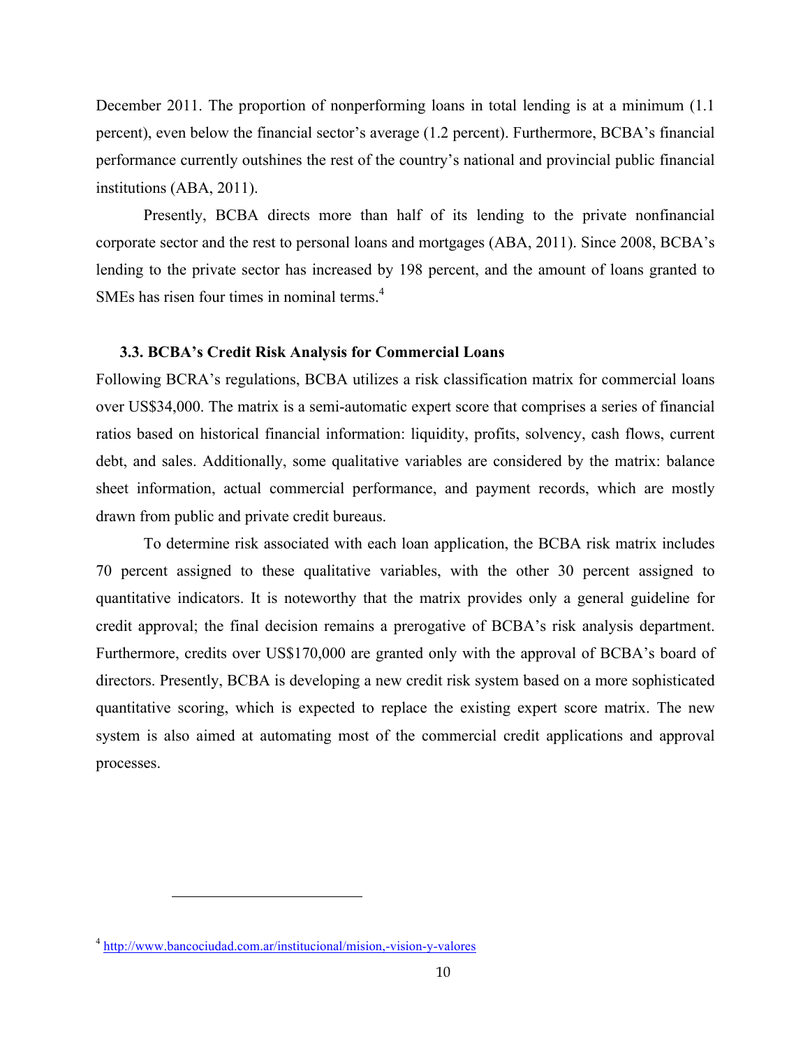December 2011. The proportion of nonperforming loans in total lending is at a minimum (1.1 percent), even below the financial sector's average (1.2 percent). Furthermore, BCBA's financial performance currently outshines the rest of the country's national and provincial public financial institutions (ABA, 2011).

Presently, BCBA directs more than half of its lending to the private nonfinancial corporate sector and the rest to personal loans and mortgages (ABA, 2011). Since 2008, BCBA's lending to the private sector has increased by 198 percent, and the amount of loans granted to SMEs has risen four times in nominal terms.[4]

### 3.3. BCBA's Credit Risk Analysis for Commercial Loans

Following BCRA's regulations, BCBA utilizes a risk classification matrix for commercial loans over US$34,000. The matrix is a semi-automatic expert score that comprises a series of financial ratios based on historical financial information: liquidity, profits, solvency, cash flows, current debt, and sales. Additionally, some qualitative variables are considered by the matrix: balance sheet information, actual commercial performance, and payment records, which are mostly drawn from public and private credit bureaus.

To determine risk associated with each loan application, the BCBA risk matrix includes 70 percent assigned to these qualitative variables, with the other 30 percent assigned to quantitative indicators. It is noteworthy that the matrix provides only a general guideline for credit approval; the final decision remains a prerogative of BCBA's risk analysis department. Furthermore, credits over US$170,000 are granted only with the approval of BCBA's board of directors. Presently, BCBA is developing a new credit risk system based on a more sophisticated quantitative scoring, which is expected to replace the existing expert score matrix. The new system is also aimed at automating most of the commercial credit applications and approval processes.

---

[4] http://www.bancociudad.com.ar/institucional/mision,-vision-y-valores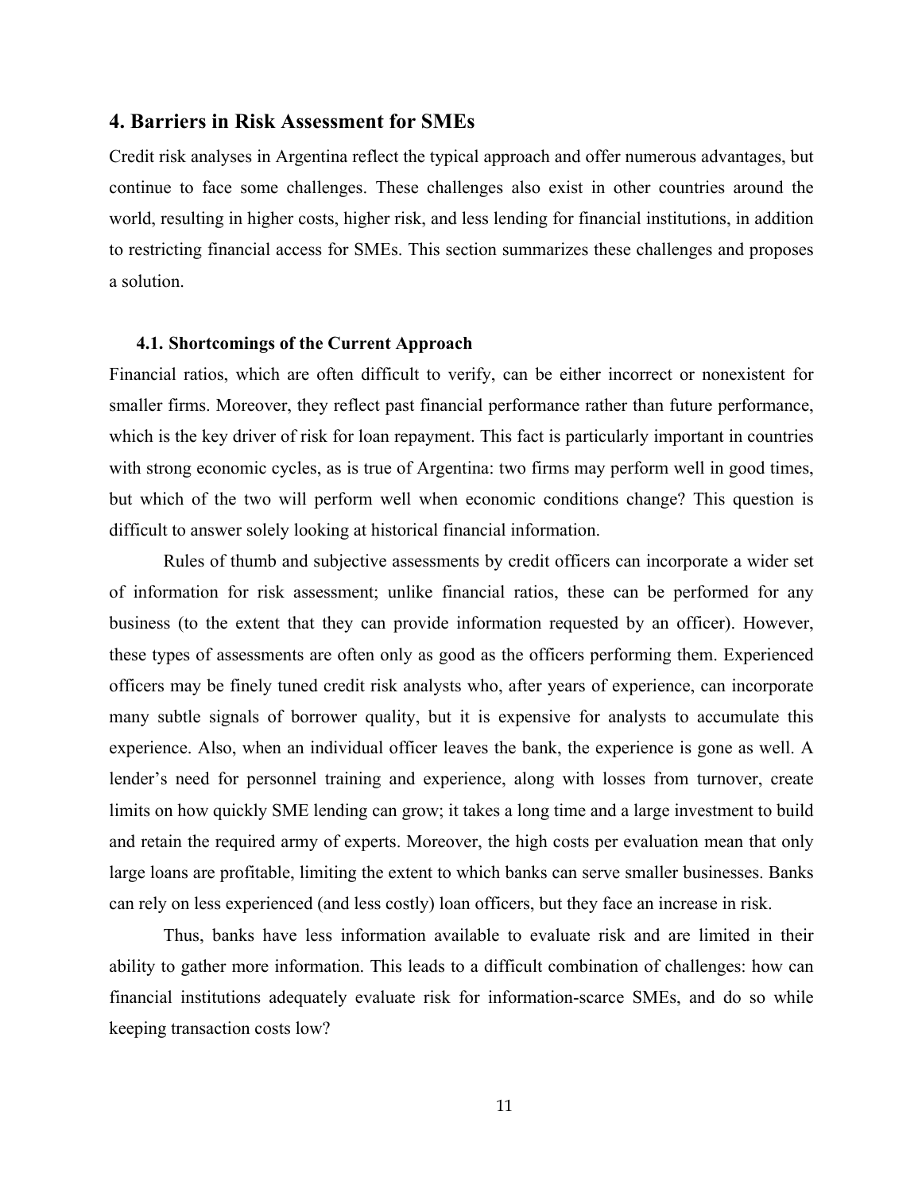## 4. Barriers in Risk Assessment for SMEs

Credit risk analyses in Argentina reflect the typical approach and offer numerous advantages, but continue to face some challenges. These challenges also exist in other countries around the world, resulting in higher costs, higher risk, and less lending for financial institutions, in addition to restricting financial access for SMEs. This section summarizes these challenges and proposes a solution.

### 4.1. Shortcomings of the Current Approach

Financial ratios, which are often difficult to verify, can be either incorrect or nonexistent for smaller firms. Moreover, they reflect past financial performance rather than future performance, which is the key driver of risk for loan repayment. This fact is particularly important in countries with strong economic cycles, as is true of Argentina: two firms may perform well in good times, but which of the two will perform well when economic conditions change? This question is difficult to answer solely looking at historical financial information.

Rules of thumb and subjective assessments by credit officers can incorporate a wider set of information for risk assessment; unlike financial ratios, these can be performed for any business (to the extent that they can provide information requested by an officer). However, these types of assessments are often only as good as the officers performing them. Experienced officers may be finely tuned credit risk analysts who, after years of experience, can incorporate many subtle signals of borrower quality, but it is expensive for analysts to accumulate this experience. Also, when an individual officer leaves the bank, the experience is gone as well. A lender's need for personnel training and experience, along with losses from turnover, create limits on how quickly SME lending can grow; it takes a long time and a large investment to build and retain the required army of experts. Moreover, the high costs per evaluation mean that only large loans are profitable, limiting the extent to which banks can serve smaller businesses. Banks can rely on less experienced (and less costly) loan officers, but they face an increase in risk.

Thus, banks have less information available to evaluate risk and are limited in their ability to gather more information. This leads to a difficult combination of challenges: how can financial institutions adequately evaluate risk for information-scarce SMEs, and do so while keeping transaction costs low?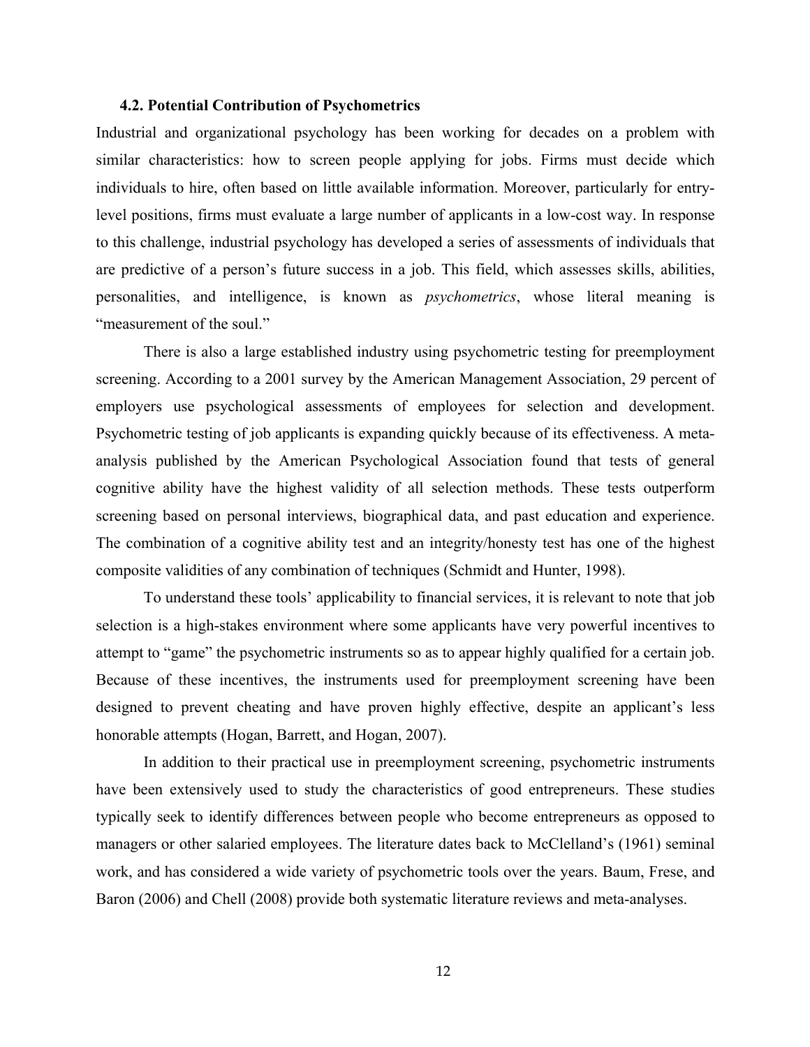### 4.2. Potential Contribution of Psychometrics

Industrial and organizational psychology has been working for decades on a problem with similar characteristics: how to screen people applying for jobs. Firms must decide which individuals to hire, often based on little available information. Moreover, particularly for entry-level positions, firms must evaluate a large number of applicants in a low-cost way. In response to this challenge, industrial psychology has developed a series of assessments of individuals that are predictive of a person's future success in a job. This field, which assesses skills, abilities, personalities, and intelligence, is known as *psychometrics*, whose literal meaning is "measurement of the soul."

There is also a large established industry using psychometric testing for preemployment screening. According to a 2001 survey by the American Management Association, 29 percent of employers use psychological assessments of employees for selection and development. Psychometric testing of job applicants is expanding quickly because of its effectiveness. A meta-analysis published by the American Psychological Association found that tests of general cognitive ability have the highest validity of all selection methods. These tests outperform screening based on personal interviews, biographical data, and past education and experience. The combination of a cognitive ability test and an integrity/honesty test has one of the highest composite validities of any combination of techniques (Schmidt and Hunter, 1998).

To understand these tools' applicability to financial services, it is relevant to note that job selection is a high-stakes environment where some applicants have very powerful incentives to attempt to "game" the psychometric instruments so as to appear highly qualified for a certain job. Because of these incentives, the instruments used for preemployment screening have been designed to prevent cheating and have proven highly effective, despite an applicant's less honorable attempts (Hogan, Barrett, and Hogan, 2007).

In addition to their practical use in preemployment screening, psychometric instruments have been extensively used to study the characteristics of good entrepreneurs. These studies typically seek to identify differences between people who become entrepreneurs as opposed to managers or other salaried employees. The literature dates back to McClelland's (1961) seminal work, and has considered a wide variety of psychometric tools over the years. Baum, Frese, and Baron (2006) and Chell (2008) provide both systematic literature reviews and meta-analyses.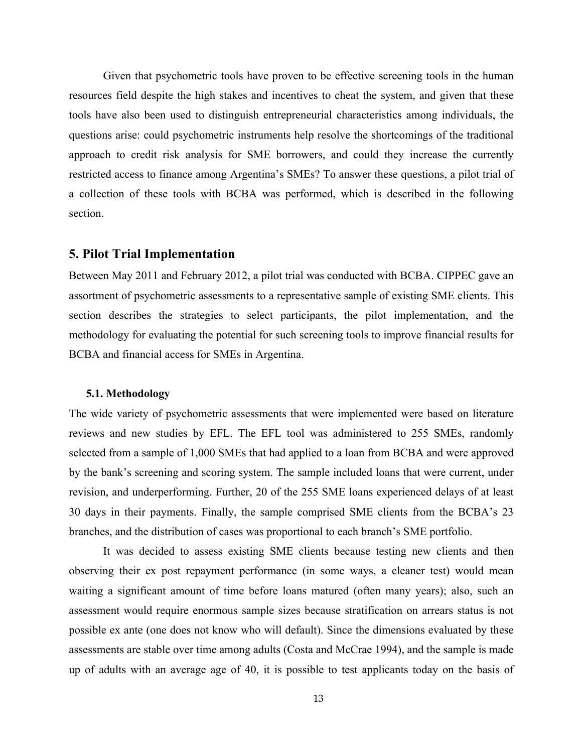Given that psychometric tools have proven to be effective screening tools in the human resources field despite the high stakes and incentives to cheat the system, and given that these tools have also been used to distinguish entrepreneurial characteristics among individuals, the questions arise: could psychometric instruments help resolve the shortcomings of the traditional approach to credit risk analysis for SME borrowers, and could they increase the currently restricted access to finance among Argentina's SMEs? To answer these questions, a pilot trial of a collection of these tools with BCBA was performed, which is described in the following section.

## 5. Pilot Trial Implementation

Between May 2011 and February 2012, a pilot trial was conducted with BCBA. CIPPEC gave an assortment of psychometric assessments to a representative sample of existing SME clients. This section describes the strategies to select participants, the pilot implementation, and the methodology for evaluating the potential for such screening tools to improve financial results for BCBA and financial access for SMEs in Argentina.

### 5.1. Methodology

The wide variety of psychometric assessments that were implemented were based on literature reviews and new studies by EFL. The EFL tool was administered to 255 SMEs, randomly selected from a sample of 1,000 SMEs that had applied to a loan from BCBA and were approved by the bank's screening and scoring system. The sample included loans that were current, under revision, and underperforming. Further, 20 of the 255 SME loans experienced delays of at least 30 days in their payments. Finally, the sample comprised SME clients from the BCBA's 23 branches, and the distribution of cases was proportional to each branch's SME portfolio.

It was decided to assess existing SME clients because testing new clients and then observing their ex post repayment performance (in some ways, a cleaner test) would mean waiting a significant amount of time before loans matured (often many years); also, such an assessment would require enormous sample sizes because stratification on arrears status is not possible ex ante (one does not know who will default). Since the dimensions evaluated by these assessments are stable over time among adults (Costa and McCrae 1994), and the sample is made up of adults with an average age of 40, it is possible to test applicants today on the basis of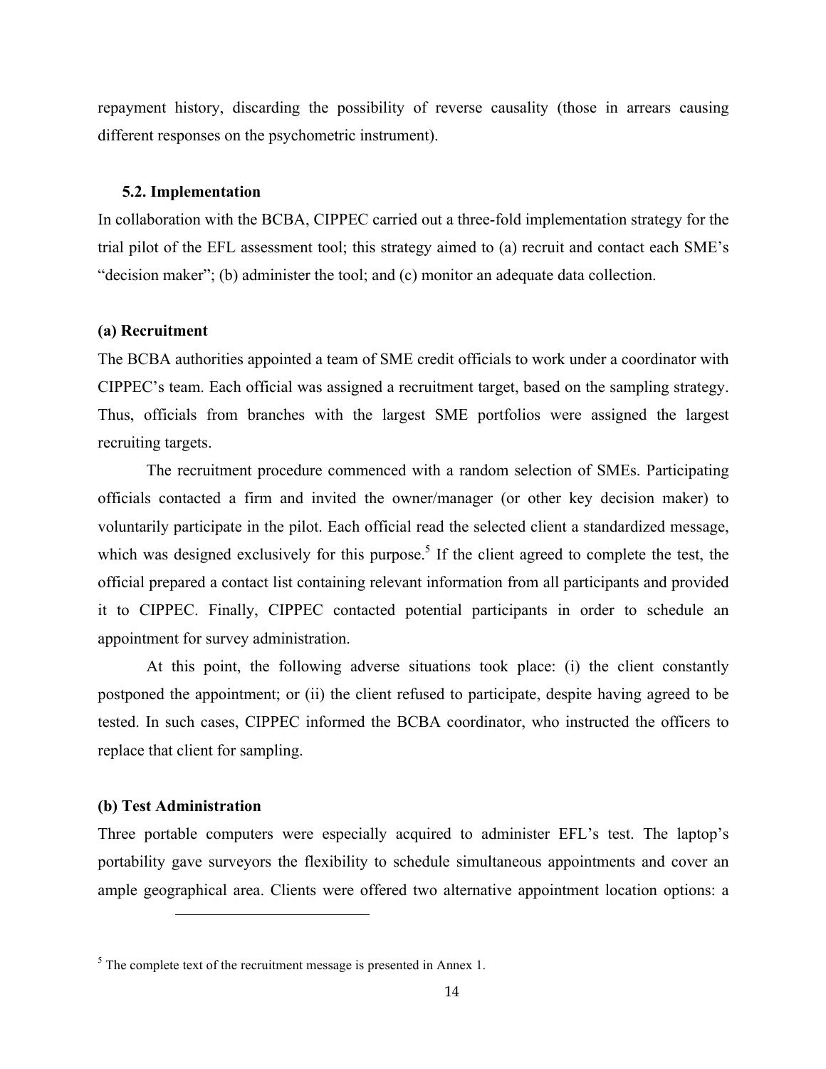repayment history, discarding the possibility of reverse causality (those in arrears causing different responses on the psychometric instrument).

### 5.2. Implementation

In collaboration with the BCBA, CIPPEC carried out a three-fold implementation strategy for the trial pilot of the EFL assessment tool; this strategy aimed to (a) recruit and contact each SME's "decision maker"; (b) administer the tool; and (c) monitor an adequate data collection.

**(a) Recruitment**

The BCBA authorities appointed a team of SME credit officials to work under a coordinator with CIPPEC's team. Each official was assigned a recruitment target, based on the sampling strategy. Thus, officials from branches with the largest SME portfolios were assigned the largest recruiting targets.

The recruitment procedure commenced with a random selection of SMEs. Participating officials contacted a firm and invited the owner/manager (or other key decision maker) to voluntarily participate in the pilot. Each official read the selected client a standardized message, which was designed exclusively for this purpose.[5] If the client agreed to complete the test, the official prepared a contact list containing relevant information from all participants and provided it to CIPPEC. Finally, CIPPEC contacted potential participants in order to schedule an appointment for survey administration.

At this point, the following adverse situations took place: (i) the client constantly postponed the appointment; or (ii) the client refused to participate, despite having agreed to be tested. In such cases, CIPPEC informed the BCBA coordinator, who instructed the officers to replace that client for sampling.

**(b) Test Administration**

Three portable computers were especially acquired to administer EFL's test. The laptop's portability gave surveyors the flexibility to schedule simultaneous appointments and cover an ample geographical area. Clients were offered two alternative appointment location options: a

---

[5] The complete text of the recruitment message is presented in Annex 1.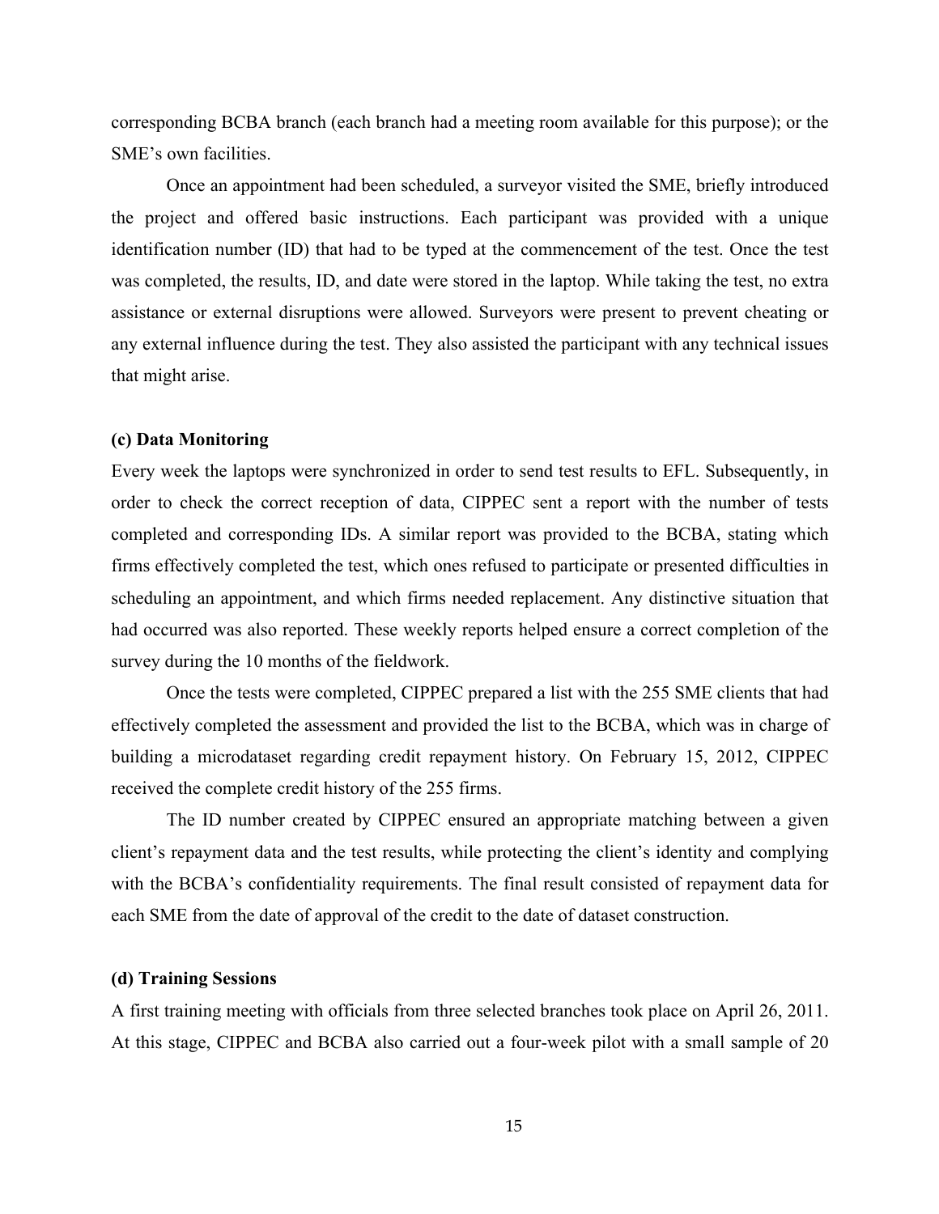corresponding BCBA branch (each branch had a meeting room available for this purpose); or the SME's own facilities.

Once an appointment had been scheduled, a surveyor visited the SME, briefly introduced the project and offered basic instructions. Each participant was provided with a unique identification number (ID) that had to be typed at the commencement of the test. Once the test was completed, the results, ID, and date were stored in the laptop. While taking the test, no extra assistance or external disruptions were allowed. Surveyors were present to prevent cheating or any external influence during the test. They also assisted the participant with any technical issues that might arise.

**(c) Data Monitoring**

Every week the laptops were synchronized in order to send test results to EFL. Subsequently, in order to check the correct reception of data, CIPPEC sent a report with the number of tests completed and corresponding IDs. A similar report was provided to the BCBA, stating which firms effectively completed the test, which ones refused to participate or presented difficulties in scheduling an appointment, and which firms needed replacement. Any distinctive situation that had occurred was also reported. These weekly reports helped ensure a correct completion of the survey during the 10 months of the fieldwork.

Once the tests were completed, CIPPEC prepared a list with the 255 SME clients that had effectively completed the assessment and provided the list to the BCBA, which was in charge of building a microdataset regarding credit repayment history. On February 15, 2012, CIPPEC received the complete credit history of the 255 firms.

The ID number created by CIPPEC ensured an appropriate matching between a given client's repayment data and the test results, while protecting the client's identity and complying with the BCBA's confidentiality requirements. The final result consisted of repayment data for each SME from the date of approval of the credit to the date of dataset construction.

**(d) Training Sessions**

A first training meeting with officials from three selected branches took place on April 26, 2011. At this stage, CIPPEC and BCBA also carried out a four-week pilot with a small sample of 20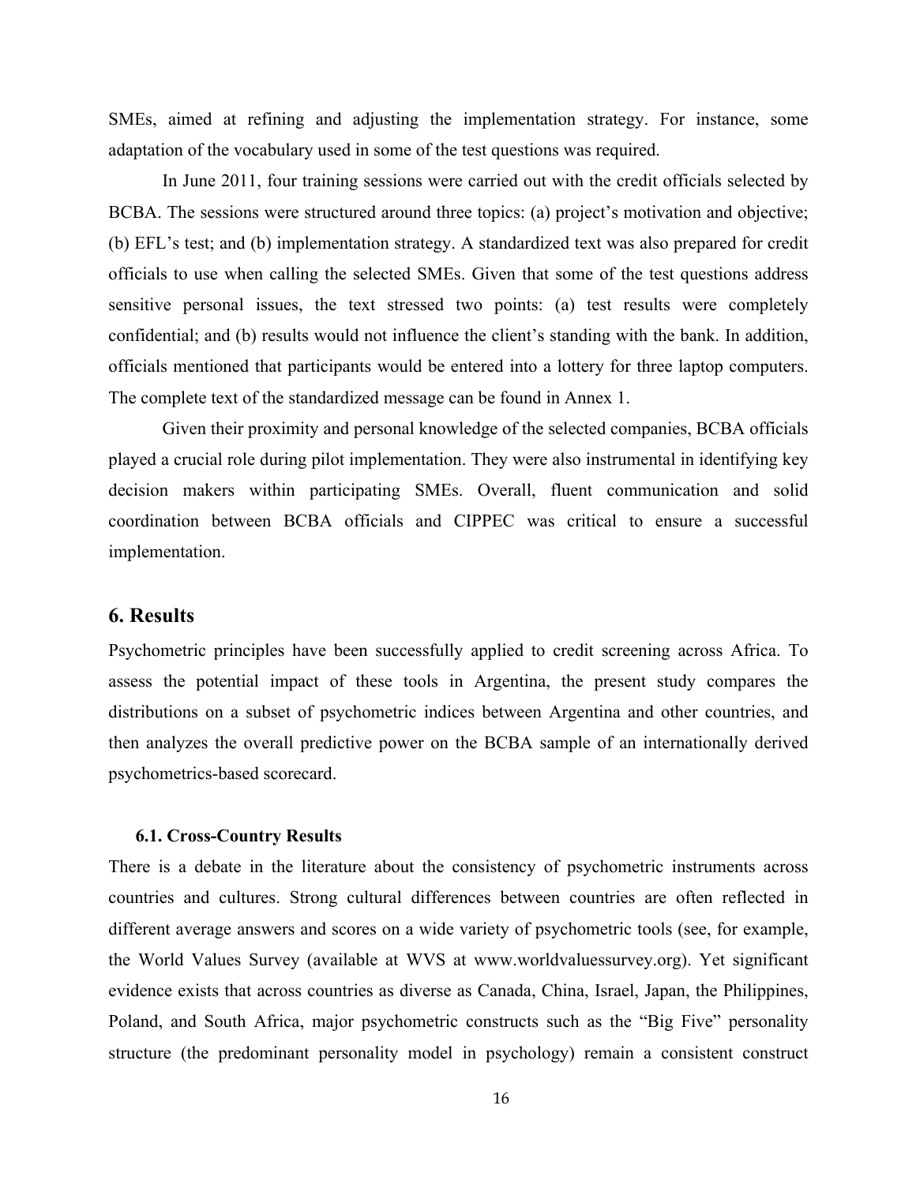SMEs, aimed at refining and adjusting the implementation strategy. For instance, some adaptation of the vocabulary used in some of the test questions was required.

In June 2011, four training sessions were carried out with the credit officials selected by BCBA. The sessions were structured around three topics: (a) project's motivation and objective; (b) EFL's test; and (b) implementation strategy. A standardized text was also prepared for credit officials to use when calling the selected SMEs. Given that some of the test questions address sensitive personal issues, the text stressed two points: (a) test results were completely confidential; and (b) results would not influence the client's standing with the bank. In addition, officials mentioned that participants would be entered into a lottery for three laptop computers. The complete text of the standardized message can be found in Annex 1.

Given their proximity and personal knowledge of the selected companies, BCBA officials played a crucial role during pilot implementation. They were also instrumental in identifying key decision makers within participating SMEs. Overall, fluent communication and solid coordination between BCBA officials and CIPPEC was critical to ensure a successful implementation.

## 6. Results

Psychometric principles have been successfully applied to credit screening across Africa. To assess the potential impact of these tools in Argentina, the present study compares the distributions on a subset of psychometric indices between Argentina and other countries, and then analyzes the overall predictive power on the BCBA sample of an internationally derived psychometrics-based scorecard.

### 6.1. Cross-Country Results

There is a debate in the literature about the consistency of psychometric instruments across countries and cultures. Strong cultural differences between countries are often reflected in different average answers and scores on a wide variety of psychometric tools (see, for example, the World Values Survey (available at WVS at www.worldvaluessurvey.org). Yet significant evidence exists that across countries as diverse as Canada, China, Israel, Japan, the Philippines, Poland, and South Africa, major psychometric constructs such as the "Big Five" personality structure (the predominant personality model in psychology) remain a consistent construct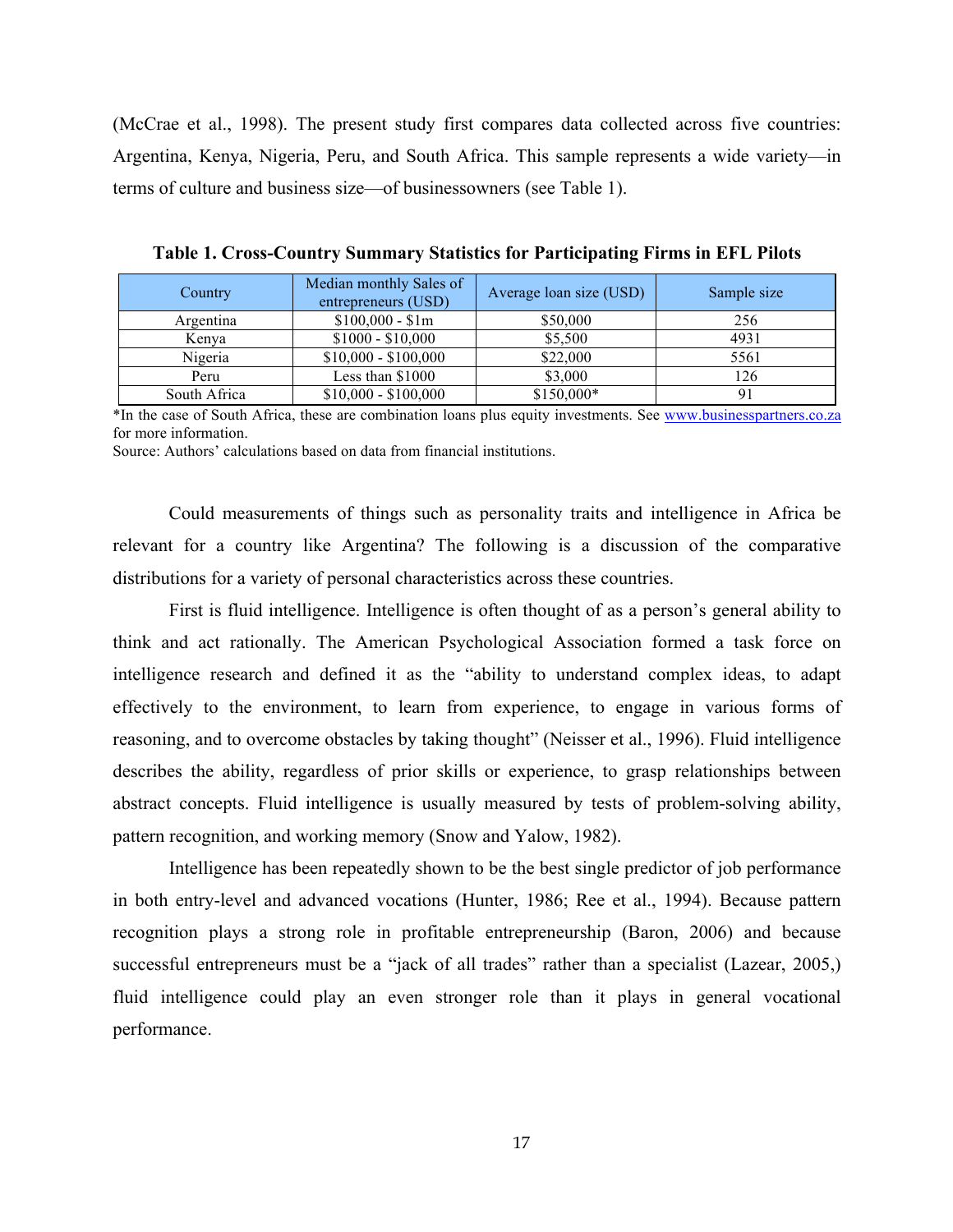(McCrae et al., 1998). The present study first compares data collected across five countries: Argentina, Kenya, Nigeria, Peru, and South Africa. This sample represents a wide variety—in terms of culture and business size—of businessowners (see Table 1).

**Table 1. Cross-Country Summary Statistics for Participating Firms in EFL Pilots**

| Country | Median monthly Sales of entrepreneurs (USD) | Average loan size (USD) | Sample size |
|---|---|---|---|
| Argentina | $100,000 - $1m | $50,000 | 256 |
| Kenya | $1000 - $10,000 | $5,500 | 4931 |
| Nigeria | $10,000 - $100,000 | $22,000 | 5561 |
| Peru | Less than $1000 | $3,000 | 126 |
| South Africa | $10,000 - $100,000 | $150,000* | 91 |

*In the case of South Africa, these are combination loans plus equity investments. See www.businesspartners.co.za for more information.
Source: Authors' calculations based on data from financial institutions.

Could measurements of things such as personality traits and intelligence in Africa be relevant for a country like Argentina? The following is a discussion of the comparative distributions for a variety of personal characteristics across these countries.

First is fluid intelligence. Intelligence is often thought of as a person's general ability to think and act rationally. The American Psychological Association formed a task force on intelligence research and defined it as the "ability to understand complex ideas, to adapt effectively to the environment, to learn from experience, to engage in various forms of reasoning, and to overcome obstacles by taking thought" (Neisser et al., 1996). Fluid intelligence describes the ability, regardless of prior skills or experience, to grasp relationships between abstract concepts. Fluid intelligence is usually measured by tests of problem-solving ability, pattern recognition, and working memory (Snow and Yalow, 1982).

Intelligence has been repeatedly shown to be the best single predictor of job performance in both entry-level and advanced vocations (Hunter, 1986; Ree et al., 1994). Because pattern recognition plays a strong role in profitable entrepreneurship (Baron, 2006) and because successful entrepreneurs must be a "jack of all trades" rather than a specialist (Lazear, 2005,) fluid intelligence could play an even stronger role than it plays in general vocational performance.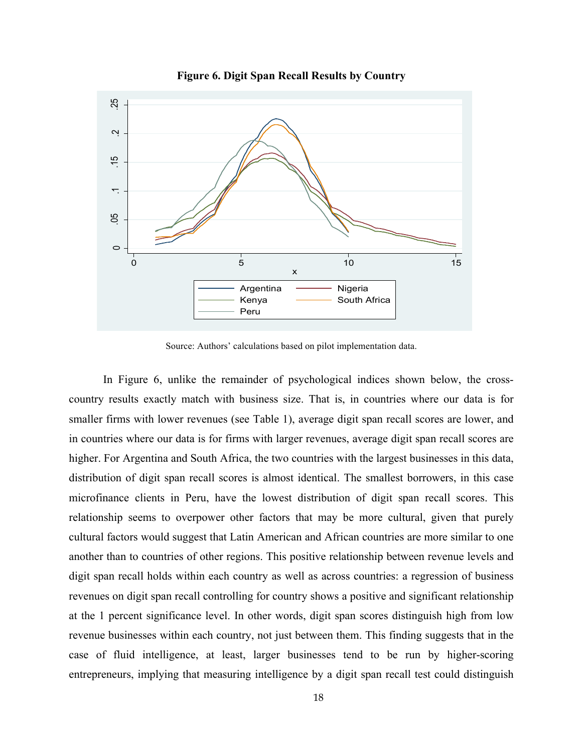**Figure 6. Digit Span Recall Results by Country**

Source: Authors' calculations based on pilot implementation data.

In Figure 6, unlike the remainder of psychological indices shown below, the cross-country results exactly match with business size. That is, in countries where our data is for smaller firms with lower revenues (see Table 1), average digit span recall scores are lower, and in countries where our data is for firms with larger revenues, average digit span recall scores are higher. For Argentina and South Africa, the two countries with the largest businesses in this data, distribution of digit span recall scores is almost identical. The smallest borrowers, in this case microfinance clients in Peru, have the lowest distribution of digit span recall scores. This relationship seems to overpower other factors that may be more cultural, given that purely cultural factors would suggest that Latin American and African countries are more similar to one another than to countries of other regions. This positive relationship between revenue levels and digit span recall holds within each country as well as across countries: a regression of business revenues on digit span recall controlling for country shows a positive and significant relationship at the 1 percent significance level. In other words, digit span scores distinguish high from low revenue businesses within each country, not just between them. This finding suggests that in the case of fluid intelligence, at least, larger businesses tend to be run by higher-scoring entrepreneurs, implying that measuring intelligence by a digit span recall test could distinguish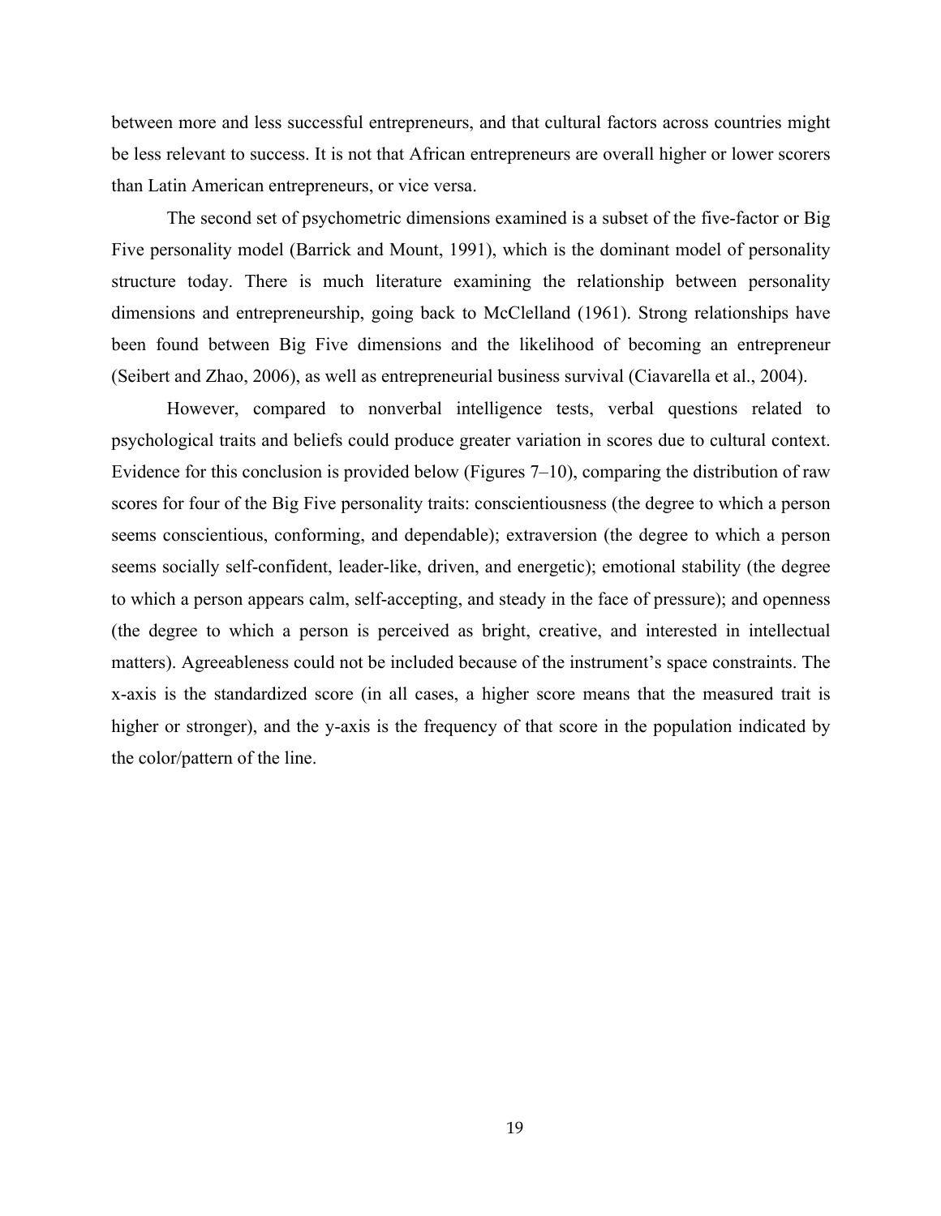between more and less successful entrepreneurs, and that cultural factors across countries might be less relevant to success. It is not that African entrepreneurs are overall higher or lower scorers than Latin American entrepreneurs, or vice versa.

The second set of psychometric dimensions examined is a subset of the five-factor or Big Five personality model (Barrick and Mount, 1991), which is the dominant model of personality structure today. There is much literature examining the relationship between personality dimensions and entrepreneurship, going back to McClelland (1961). Strong relationships have been found between Big Five dimensions and the likelihood of becoming an entrepreneur (Seibert and Zhao, 2006), as well as entrepreneurial business survival (Ciavarella et al., 2004).

However, compared to nonverbal intelligence tests, verbal questions related to psychological traits and beliefs could produce greater variation in scores due to cultural context. Evidence for this conclusion is provided below (Figures 7–10), comparing the distribution of raw scores for four of the Big Five personality traits: conscientiousness (the degree to which a person seems conscientious, conforming, and dependable); extraversion (the degree to which a person seems socially self-confident, leader-like, driven, and energetic); emotional stability (the degree to which a person appears calm, self-accepting, and steady in the face of pressure); and openness (the degree to which a person is perceived as bright, creative, and interested in intellectual matters). Agreeableness could not be included because of the instrument's space constraints. The x-axis is the standardized score (in all cases, a higher score means that the measured trait is higher or stronger), and the y-axis is the frequency of that score in the population indicated by the color/pattern of the line.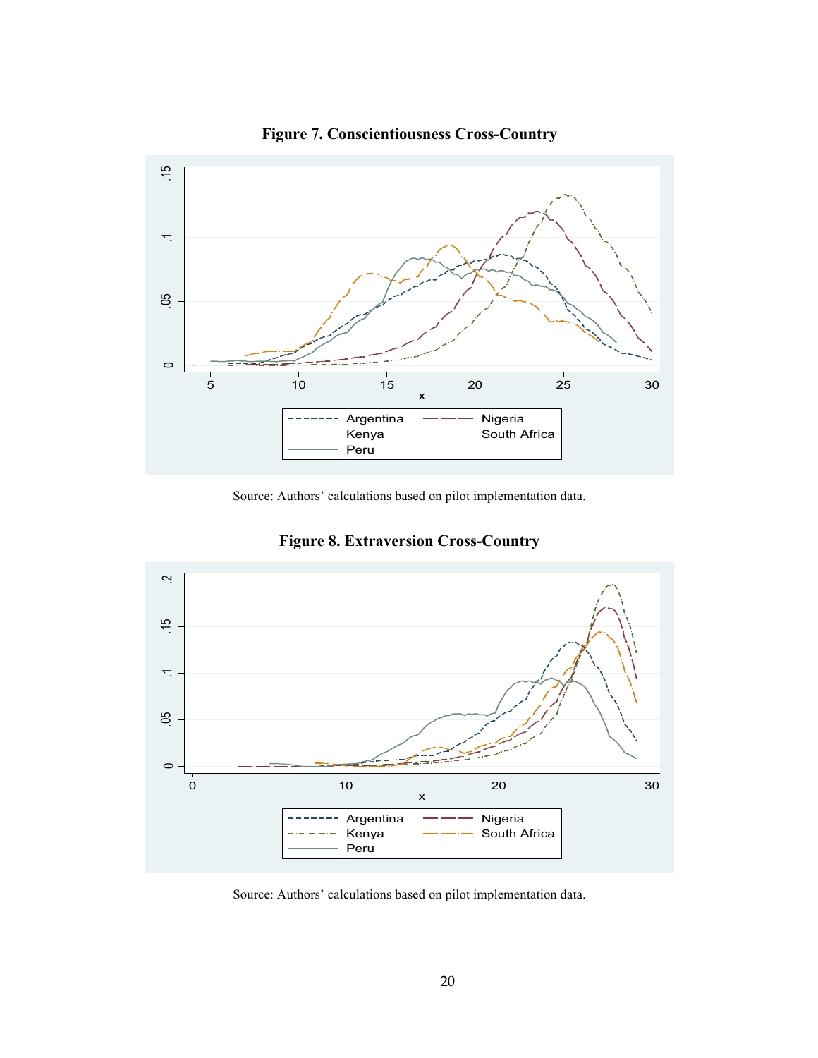**Figure 7. Conscientiousness Cross-Country**

Source: Authors' calculations based on pilot implementation data.

**Figure 8. Extraversion Cross-Country**

Source: Authors' calculations based on pilot implementation data.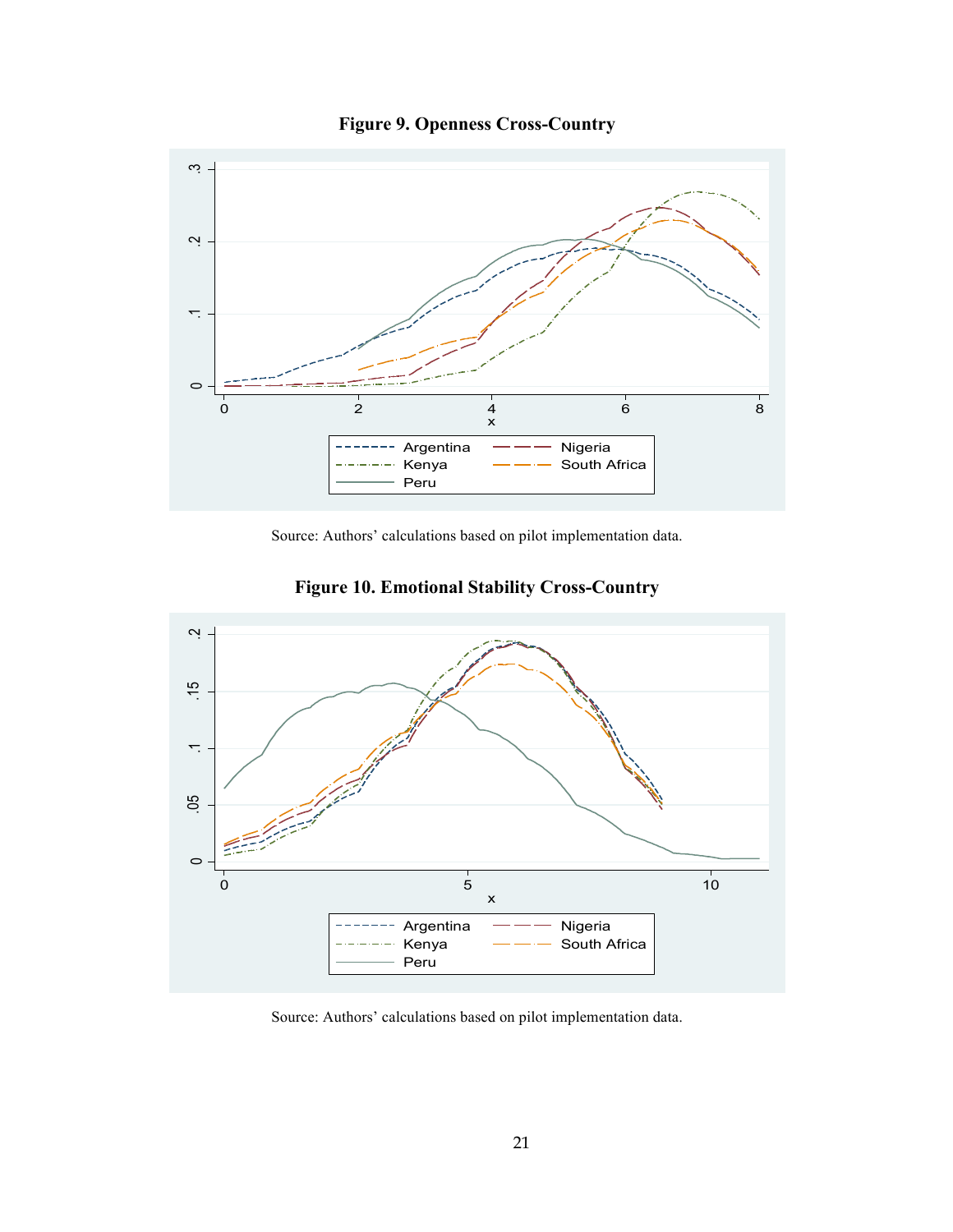**Figure 9. Openness Cross-Country**

Source: Authors' calculations based on pilot implementation data.

**Figure 10. Emotional Stability Cross-Country**

Source: Authors' calculations based on pilot implementation data.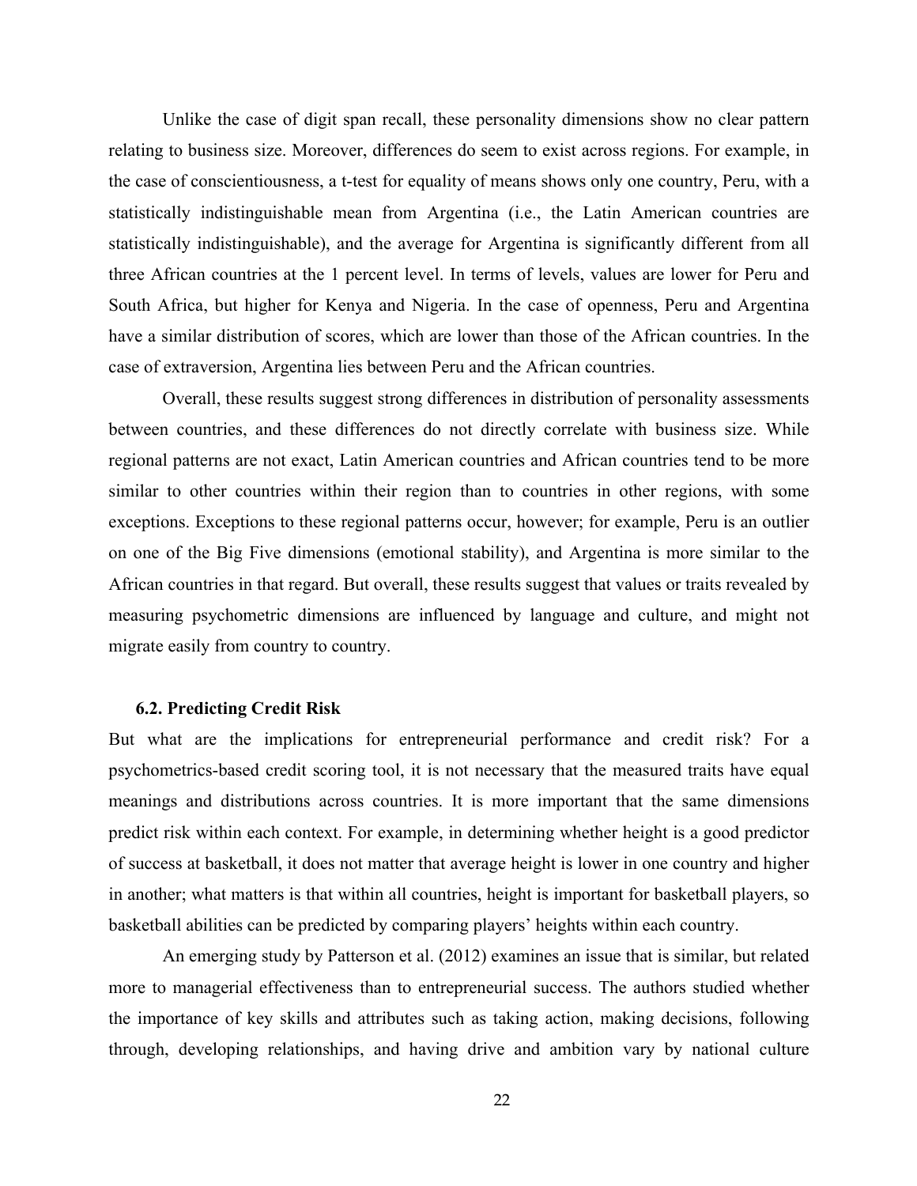Unlike the case of digit span recall, these personality dimensions show no clear pattern relating to business size. Moreover, differences do seem to exist across regions. For example, in the case of conscientiousness, a t-test for equality of means shows only one country, Peru, with a statistically indistinguishable mean from Argentina (i.e., the Latin American countries are statistically indistinguishable), and the average for Argentina is significantly different from all three African countries at the 1 percent level. In terms of levels, values are lower for Peru and South Africa, but higher for Kenya and Nigeria. In the case of openness, Peru and Argentina have a similar distribution of scores, which are lower than those of the African countries. In the case of extraversion, Argentina lies between Peru and the African countries.

Overall, these results suggest strong differences in distribution of personality assessments between countries, and these differences do not directly correlate with business size. While regional patterns are not exact, Latin American countries and African countries tend to be more similar to other countries within their region than to countries in other regions, with some exceptions. Exceptions to these regional patterns occur, however; for example, Peru is an outlier on one of the Big Five dimensions (emotional stability), and Argentina is more similar to the African countries in that regard. But overall, these results suggest that values or traits revealed by measuring psychometric dimensions are influenced by language and culture, and might not migrate easily from country to country.

### 6.2. Predicting Credit Risk

But what are the implications for entrepreneurial performance and credit risk? For a psychometrics-based credit scoring tool, it is not necessary that the measured traits have equal meanings and distributions across countries. It is more important that the same dimensions predict risk within each context. For example, in determining whether height is a good predictor of success at basketball, it does not matter that average height is lower in one country and higher in another; what matters is that within all countries, height is important for basketball players, so basketball abilities can be predicted by comparing players' heights within each country.

An emerging study by Patterson et al. (2012) examines an issue that is similar, but related more to managerial effectiveness than to entrepreneurial success. The authors studied whether the importance of key skills and attributes such as taking action, making decisions, following through, developing relationships, and having drive and ambition vary by national culture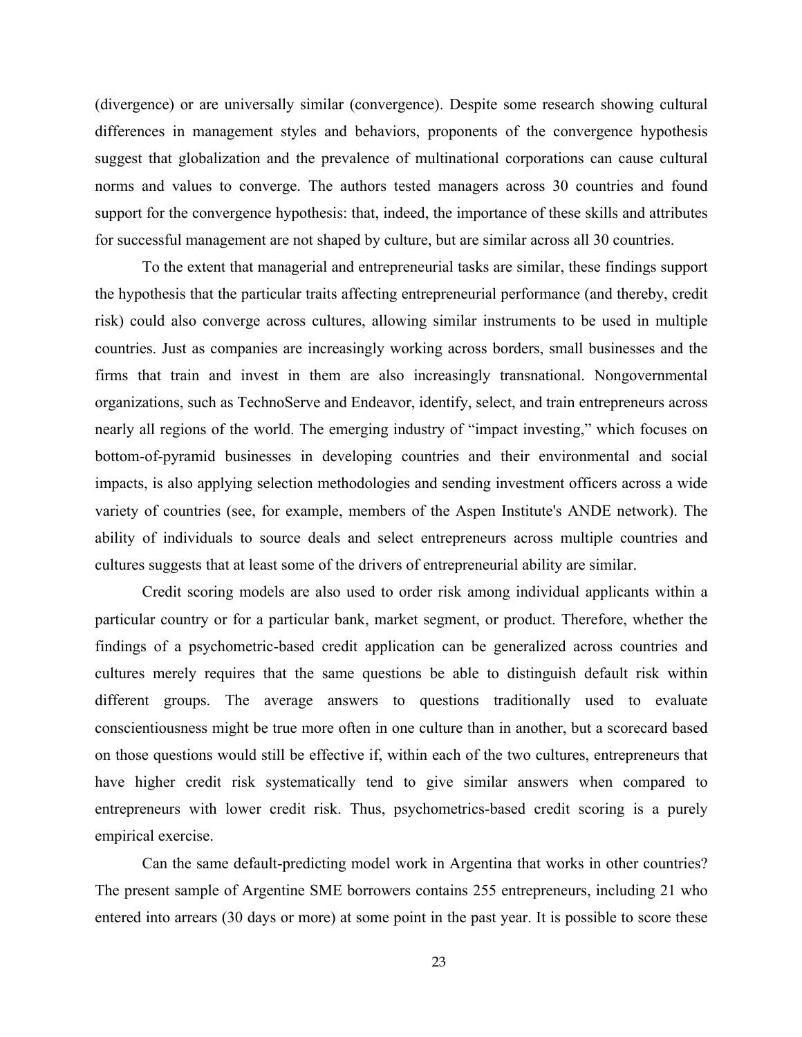(divergence) or are universally similar (convergence). Despite some research showing cultural differences in management styles and behaviors, proponents of the convergence hypothesis suggest that globalization and the prevalence of multinational corporations can cause cultural norms and values to converge. The authors tested managers across 30 countries and found support for the convergence hypothesis: that, indeed, the importance of these skills and attributes for successful management are not shaped by culture, but are similar across all 30 countries.

To the extent that managerial and entrepreneurial tasks are similar, these findings support the hypothesis that the particular traits affecting entrepreneurial performance (and thereby, credit risk) could also converge across cultures, allowing similar instruments to be used in multiple countries. Just as companies are increasingly working across borders, small businesses and the firms that train and invest in them are also increasingly transnational. Nongovernmental organizations, such as TechnoServe and Endeavor, identify, select, and train entrepreneurs across nearly all regions of the world. The emerging industry of "impact investing," which focuses on bottom-of-pyramid businesses in developing countries and their environmental and social impacts, is also applying selection methodologies and sending investment officers across a wide variety of countries (see, for example, members of the Aspen Institute's ANDE network). The ability of individuals to source deals and select entrepreneurs across multiple countries and cultures suggests that at least some of the drivers of entrepreneurial ability are similar.

Credit scoring models are also used to order risk among individual applicants within a particular country or for a particular bank, market segment, or product. Therefore, whether the findings of a psychometric-based credit application can be generalized across countries and cultures merely requires that the same questions be able to distinguish default risk within different groups. The average answers to questions traditionally used to evaluate conscientiousness might be true more often in one culture than in another, but a scorecard based on those questions would still be effective if, within each of the two cultures, entrepreneurs that have higher credit risk systematically tend to give similar answers when compared to entrepreneurs with lower credit risk. Thus, psychometrics-based credit scoring is a purely empirical exercise.

Can the same default-predicting model work in Argentina that works in other countries? The present sample of Argentine SME borrowers contains 255 entrepreneurs, including 21 who entered into arrears (30 days or more) at some point in the past year. It is possible to score these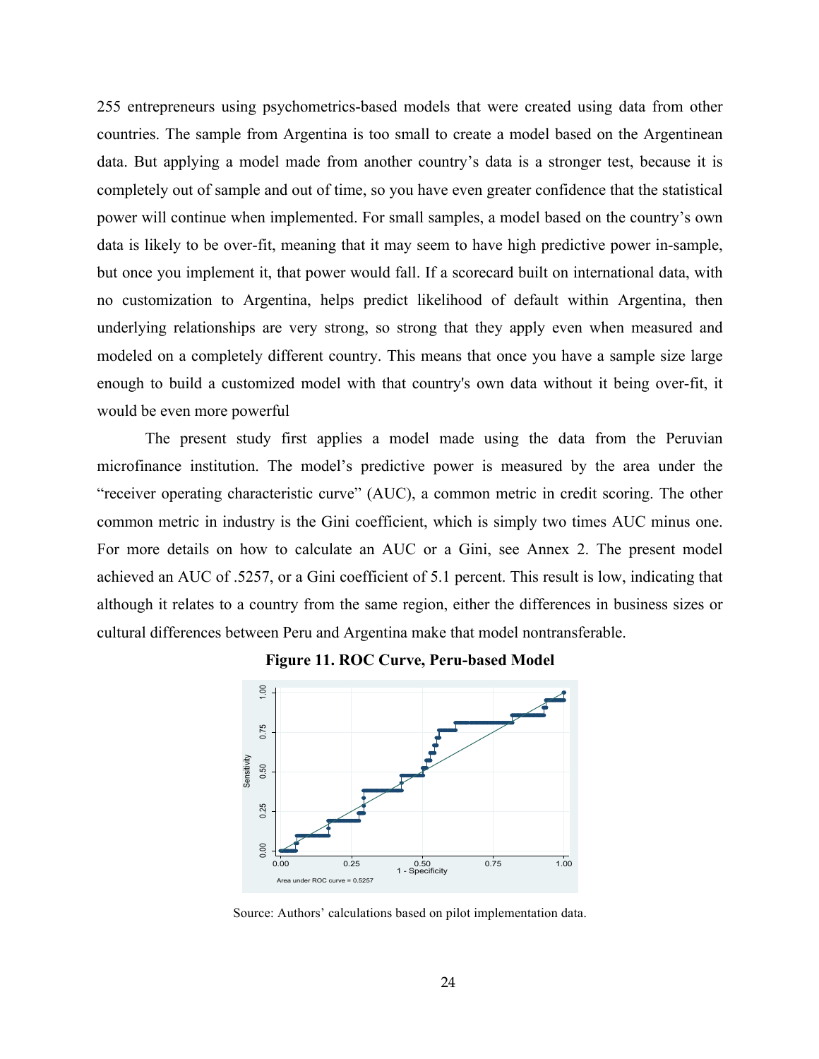255 entrepreneurs using psychometrics-based models that were created using data from other countries. The sample from Argentina is too small to create a model based on the Argentinean data. But applying a model made from another country's data is a stronger test, because it is completely out of sample and out of time, so you have even greater confidence that the statistical power will continue when implemented. For small samples, a model based on the country's own data is likely to be over-fit, meaning that it may seem to have high predictive power in-sample, but once you implement it, that power would fall. If a scorecard built on international data, with no customization to Argentina, helps predict likelihood of default within Argentina, then underlying relationships are very strong, so strong that they apply even when measured and modeled on a completely different country. This means that once you have a sample size large enough to build a customized model with that country's own data without it being over-fit, it would be even more powerful

The present study first applies a model made using the data from the Peruvian microfinance institution. The model's predictive power is measured by the area under the "receiver operating characteristic curve" (AUC), a common metric in credit scoring. The other common metric in industry is the Gini coefficient, which is simply two times AUC minus one. For more details on how to calculate an AUC or a Gini, see Annex 2. The present model achieved an AUC of .5257, or a Gini coefficient of 5.1 percent. This result is low, indicating that although it relates to a country from the same region, either the differences in business sizes or cultural differences between Peru and Argentina make that model nontransferable.

**Figure 11. ROC Curve, Peru-based Model**

Source: Authors' calculations based on pilot implementation data.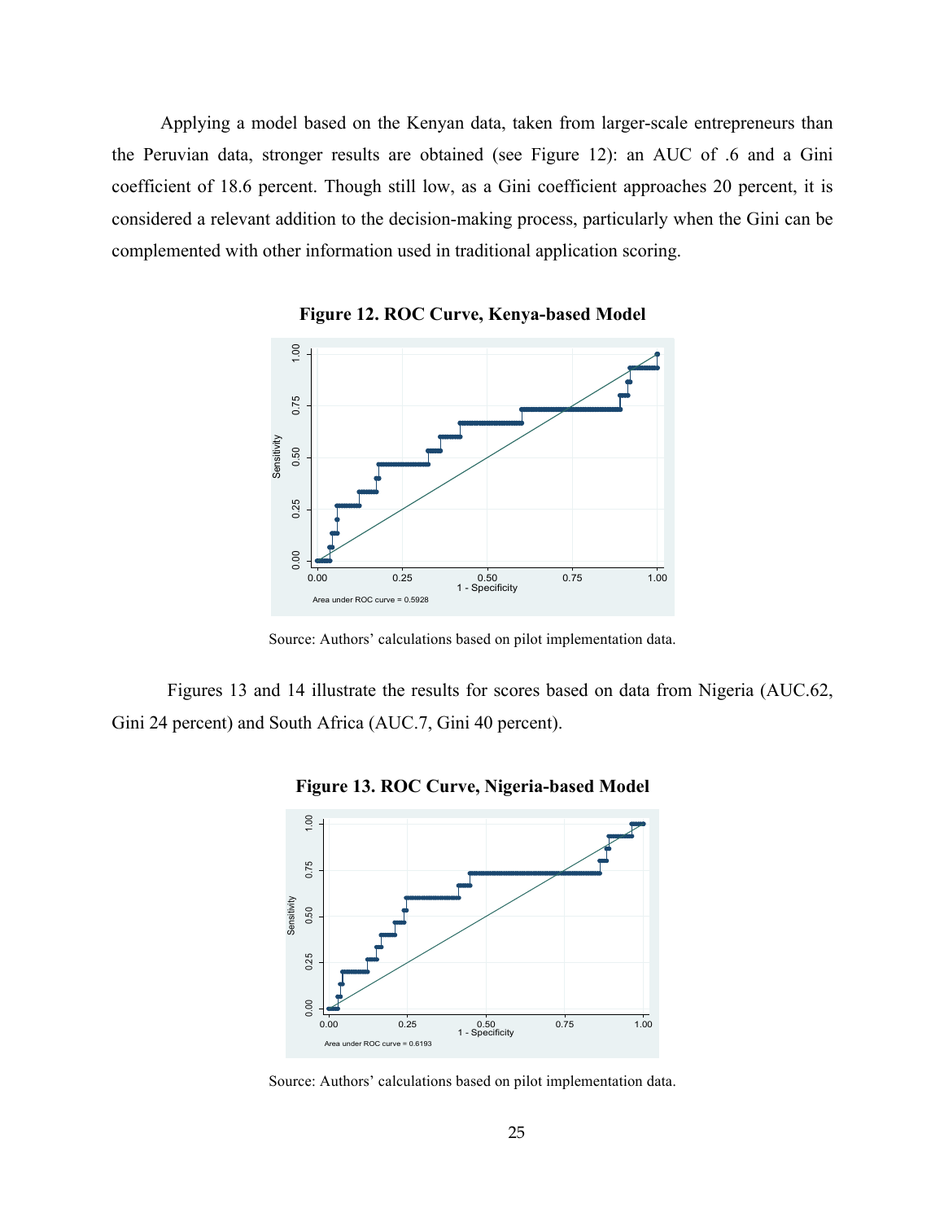Applying a model based on the Kenyan data, taken from larger-scale entrepreneurs than the Peruvian data, stronger results are obtained (see Figure 12): an AUC of .6 and a Gini coefficient of 18.6 percent. Though still low, as a Gini coefficient approaches 20 percent, it is considered a relevant addition to the decision-making process, particularly when the Gini can be complemented with other information used in traditional application scoring.

**Figure 12. ROC Curve, Kenya-based Model**

Area under ROC curve = 0.5928

Source: Authors' calculations based on pilot implementation data.

Figures 13 and 14 illustrate the results for scores based on data from Nigeria (AUC.62, Gini 24 percent) and South Africa (AUC.7, Gini 40 percent).

**Figure 13. ROC Curve, Nigeria-based Model**

Area under ROC curve = 0.6193

Source: Authors' calculations based on pilot implementation data.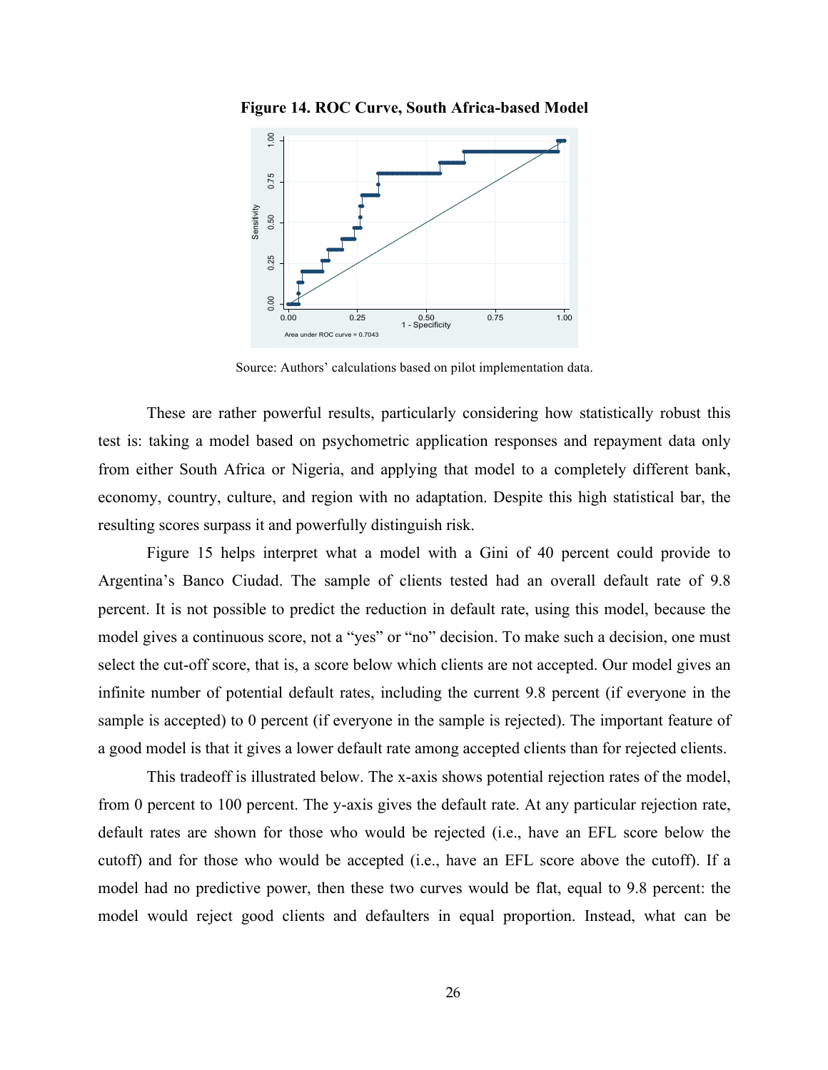**Figure 14. ROC Curve, South Africa-based Model**

Source: Authors' calculations based on pilot implementation data.

These are rather powerful results, particularly considering how statistically robust this test is: taking a model based on psychometric application responses and repayment data only from either South Africa or Nigeria, and applying that model to a completely different bank, economy, country, culture, and region with no adaptation. Despite this high statistical bar, the resulting scores surpass it and powerfully distinguish risk.

Figure 15 helps interpret what a model with a Gini of 40 percent could provide to Argentina's Banco Ciudad. The sample of clients tested had an overall default rate of 9.8 percent. It is not possible to predict the reduction in default rate, using this model, because the model gives a continuous score, not a "yes" or "no" decision. To make such a decision, one must select the cut-off score, that is, a score below which clients are not accepted. Our model gives an infinite number of potential default rates, including the current 9.8 percent (if everyone in the sample is accepted) to 0 percent (if everyone in the sample is rejected). The important feature of a good model is that it gives a lower default rate among accepted clients than for rejected clients.

This tradeoff is illustrated below. The x-axis shows potential rejection rates of the model, from 0 percent to 100 percent. The y-axis gives the default rate. At any particular rejection rate, default rates are shown for those who would be rejected (i.e., have an EFL score below the cutoff) and for those who would be accepted (i.e., have an EFL score above the cutoff). If a model had no predictive power, then these two curves would be flat, equal to 9.8 percent: the model would reject good clients and defaulters in equal proportion. Instead, what can be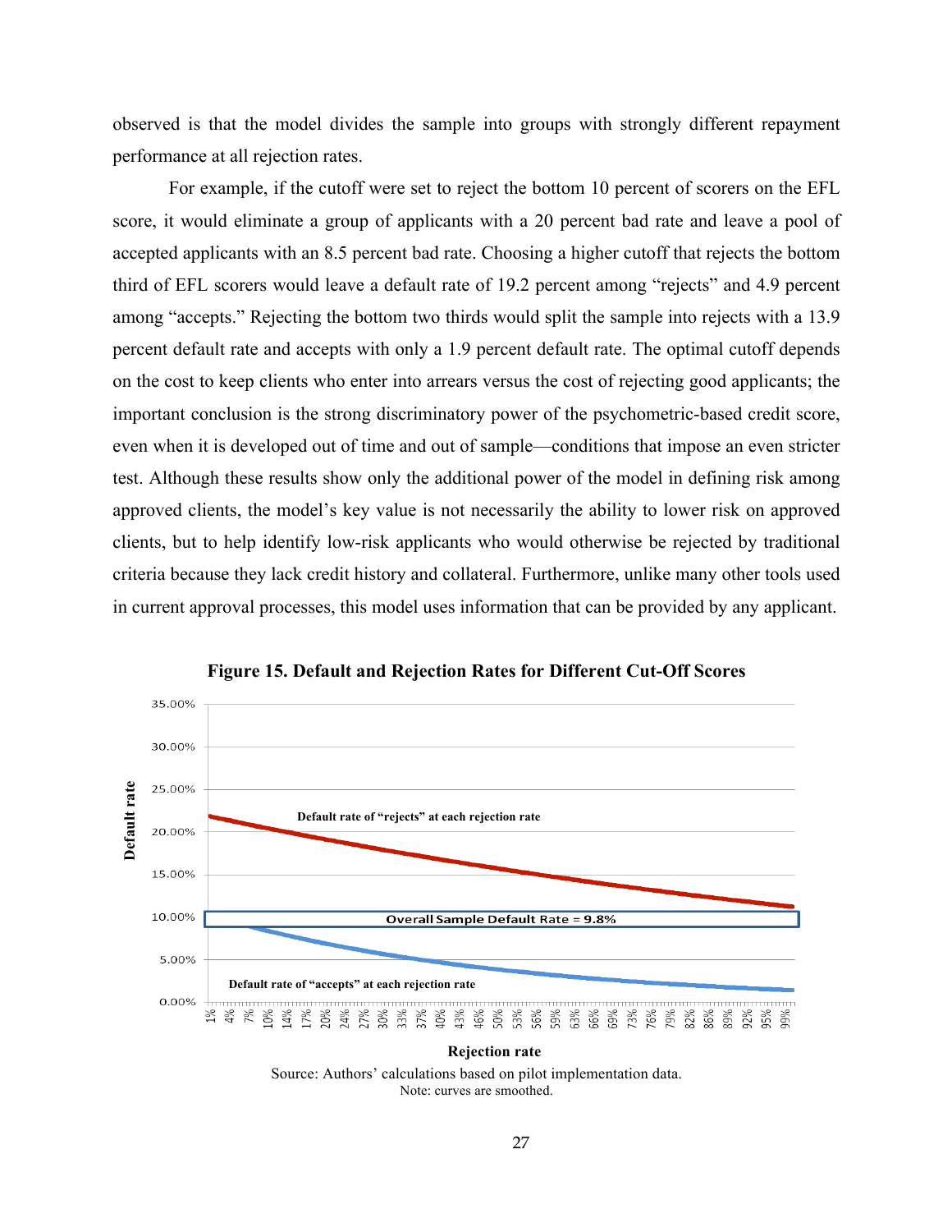observed is that the model divides the sample into groups with strongly different repayment performance at all rejection rates.

For example, if the cutoff were set to reject the bottom 10 percent of scorers on the EFL score, it would eliminate a group of applicants with a 20 percent bad rate and leave a pool of accepted applicants with an 8.5 percent bad rate. Choosing a higher cutoff that rejects the bottom third of EFL scorers would leave a default rate of 19.2 percent among "rejects" and 4.9 percent among "accepts." Rejecting the bottom two thirds would split the sample into rejects with a 13.9 percent default rate and accepts with only a 1.9 percent default rate. The optimal cutoff depends on the cost to keep clients who enter into arrears versus the cost of rejecting good applicants; the important conclusion is the strong discriminatory power of the psychometric-based credit score, even when it is developed out of time and out of sample—conditions that impose an even stricter test. Although these results show only the additional power of the model in defining risk among approved clients, the model's key value is not necessarily the ability to lower risk on approved clients, but to help identify low-risk applicants who would otherwise be rejected by traditional criteria because they lack credit history and collateral. Furthermore, unlike many other tools used in current approval processes, this model uses information that can be provided by any applicant.

**Figure 15. Default and Rejection Rates for Different Cut-Off Scores**

Source: Authors' calculations based on pilot implementation data.
Note: curves are smoothed.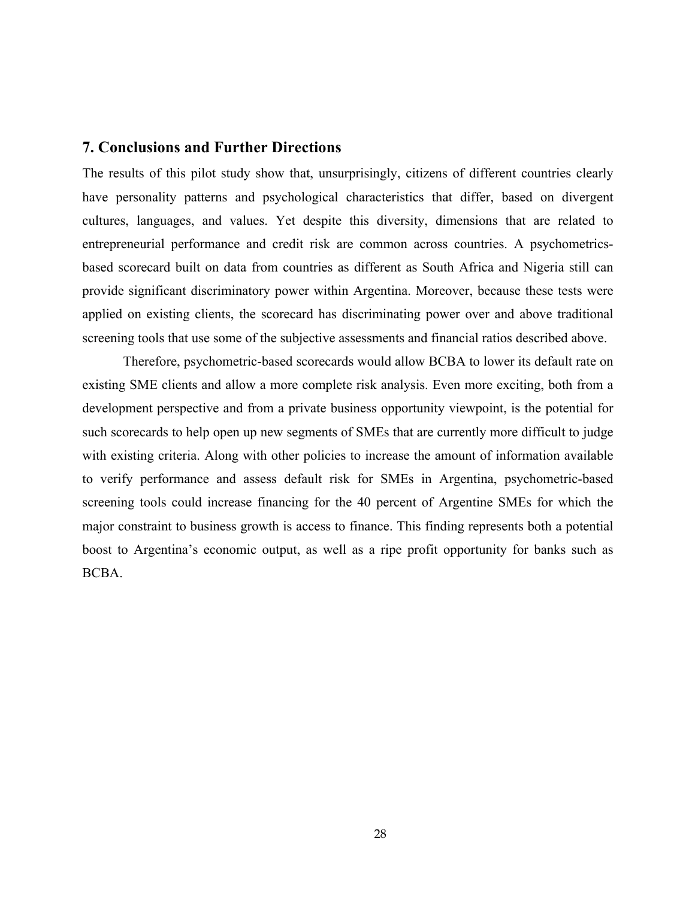## 7. Conclusions and Further Directions

The results of this pilot study show that, unsurprisingly, citizens of different countries clearly have personality patterns and psychological characteristics that differ, based on divergent cultures, languages, and values. Yet despite this diversity, dimensions that are related to entrepreneurial performance and credit risk are common across countries. A psychometrics-based scorecard built on data from countries as different as South Africa and Nigeria still can provide significant discriminatory power within Argentina. Moreover, because these tests were applied on existing clients, the scorecard has discriminating power over and above traditional screening tools that use some of the subjective assessments and financial ratios described above.

Therefore, psychometric-based scorecards would allow BCBA to lower its default rate on existing SME clients and allow a more complete risk analysis. Even more exciting, both from a development perspective and from a private business opportunity viewpoint, is the potential for such scorecards to help open up new segments of SMEs that are currently more difficult to judge with existing criteria. Along with other policies to increase the amount of information available to verify performance and assess default risk for SMEs in Argentina, psychometric-based screening tools could increase financing for the 40 percent of Argentine SMEs for which the major constraint to business growth is access to finance. This finding represents both a potential boost to Argentina's economic output, as well as a ripe profit opportunity for banks such as BCBA.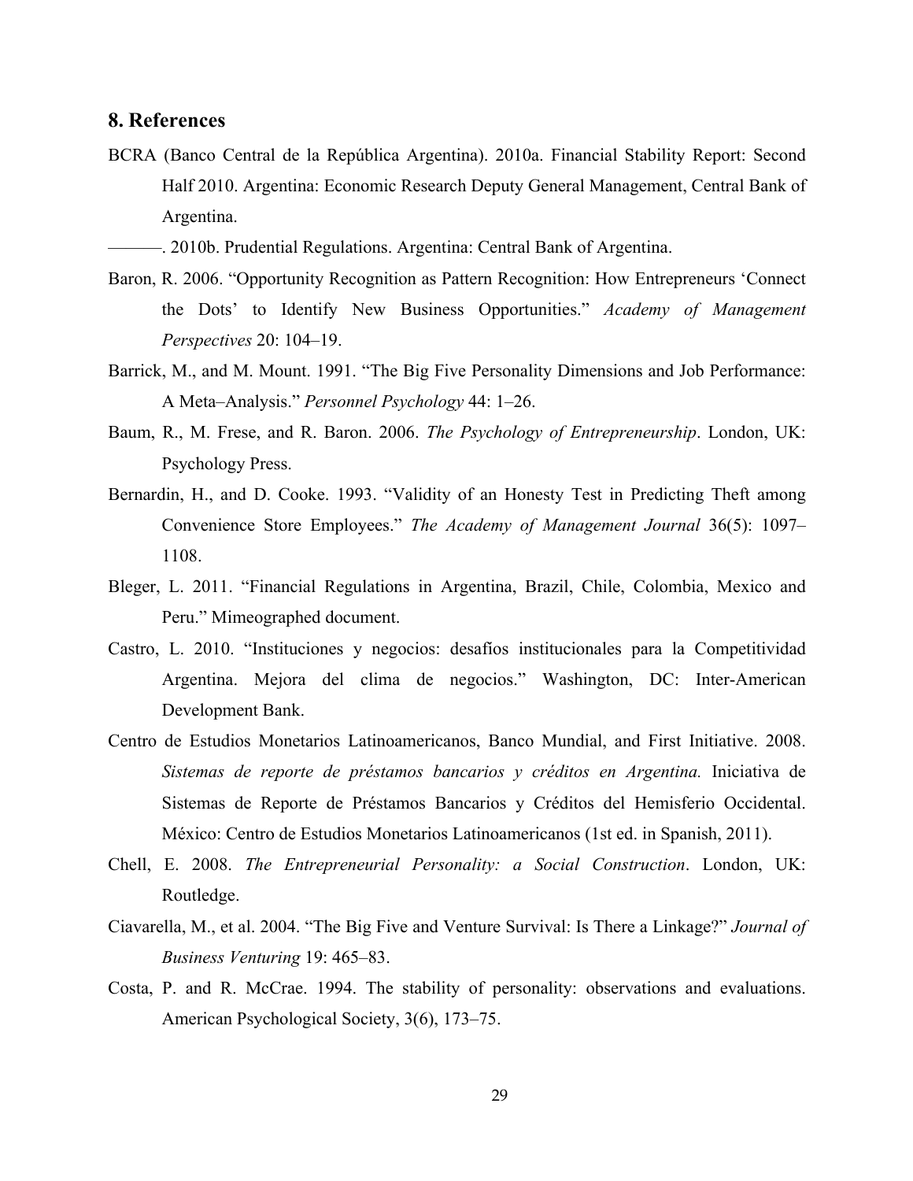## 8. References

BCRA (Banco Central de la República Argentina). 2010a. Financial Stability Report: Second Half 2010. Argentina: Economic Research Deputy General Management, Central Bank of Argentina.

———. 2010b. Prudential Regulations. Argentina: Central Bank of Argentina.

Baron, R. 2006. "Opportunity Recognition as Pattern Recognition: How Entrepreneurs 'Connect the Dots' to Identify New Business Opportunities." *Academy of Management Perspectives* 20: 104–19.

Barrick, M., and M. Mount. 1991. "The Big Five Personality Dimensions and Job Performance: A Meta–Analysis." *Personnel Psychology* 44: 1–26.

Baum, R., M. Frese, and R. Baron. 2006. *The Psychology of Entrepreneurship*. London, UK: Psychology Press.

Bernardin, H., and D. Cooke. 1993. "Validity of an Honesty Test in Predicting Theft among Convenience Store Employees." *The Academy of Management Journal* 36(5): 1097–1108.

Bleger, L. 2011. "Financial Regulations in Argentina, Brazil, Chile, Colombia, Mexico and Peru." Mimeographed document.

Castro, L. 2010. "Instituciones y negocios: desafíos institucionales para la Competitividad Argentina. Mejora del clima de negocios." Washington, DC: Inter-American Development Bank.

Centro de Estudios Monetarios Latinoamericanos, Banco Mundial, and First Initiative. 2008. *Sistemas de reporte de préstamos bancarios y créditos en Argentina.* Iniciativa de Sistemas de Reporte de Préstamos Bancarios y Créditos del Hemisferio Occidental. México: Centro de Estudios Monetarios Latinoamericanos (1st ed. in Spanish, 2011).

Chell, E. 2008. *The Entrepreneurial Personality: a Social Construction*. London, UK: Routledge.

Ciavarella, M., et al. 2004. "The Big Five and Venture Survival: Is There a Linkage?" *Journal of Business Venturing* 19: 465–83.

Costa, P. and R. McCrae. 1994. The stability of personality: observations and evaluations. American Psychological Society, 3(6), 173–75.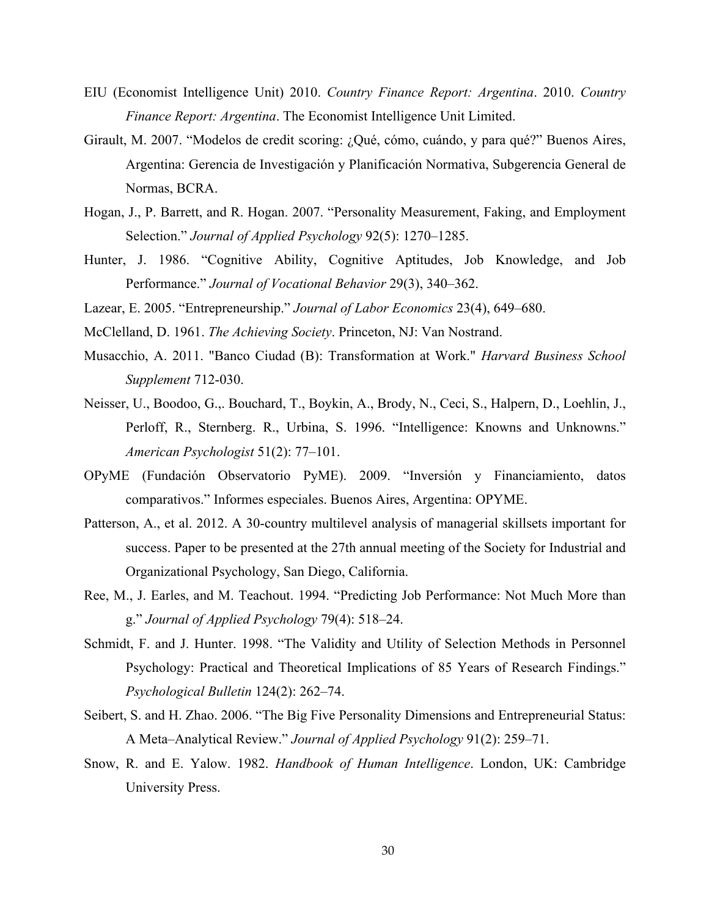EIU (Economist Intelligence Unit) 2010. *Country Finance Report: Argentina*. 2010. *Country Finance Report: Argentina*. The Economist Intelligence Unit Limited.

Girault, M. 2007. "Modelos de credit scoring: ¿Qué, cómo, cuándo, y para qué?" Buenos Aires, Argentina: Gerencia de Investigación y Planificación Normativa, Subgerencia General de Normas, BCRA.

Hogan, J., P. Barrett, and R. Hogan. 2007. "Personality Measurement, Faking, and Employment Selection." *Journal of Applied Psychology* 92(5): 1270–1285.

Hunter, J. 1986. "Cognitive Ability, Cognitive Aptitudes, Job Knowledge, and Job Performance." *Journal of Vocational Behavior* 29(3), 340–362.

Lazear, E. 2005. "Entrepreneurship." *Journal of Labor Economics* 23(4), 649–680.

McClelland, D. 1961. *The Achieving Society*. Princeton, NJ: Van Nostrand.

Musacchio, A. 2011. "Banco Ciudad (B): Transformation at Work." *Harvard Business School Supplement* 712-030.

Neisser, U., Boodoo, G.,. Bouchard, T., Boykin, A., Brody, N., Ceci, S., Halpern, D., Loehlin, J., Perloff, R., Sternberg. R., Urbina, S. 1996. "Intelligence: Knowns and Unknowns." *American Psychologist* 51(2): 77–101.

OPyME (Fundación Observatorio PyME). 2009. "Inversión y Financiamiento, datos comparativos." Informes especiales. Buenos Aires, Argentina: OPYME.

Patterson, A., et al. 2012. A 30-country multilevel analysis of managerial skillsets important for success. Paper to be presented at the 27th annual meeting of the Society for Industrial and Organizational Psychology, San Diego, California.

Ree, M., J. Earles, and M. Teachout. 1994. "Predicting Job Performance: Not Much More than g." *Journal of Applied Psychology* 79(4): 518–24.

Schmidt, F. and J. Hunter. 1998. "The Validity and Utility of Selection Methods in Personnel Psychology: Practical and Theoretical Implications of 85 Years of Research Findings." *Psychological Bulletin* 124(2): 262–74.

Seibert, S. and H. Zhao. 2006. "The Big Five Personality Dimensions and Entrepreneurial Status: A Meta–Analytical Review." *Journal of Applied Psychology* 91(2): 259–71.

Snow, R. and E. Yalow. 1982. *Handbook of Human Intelligence*. London, UK: Cambridge University Press.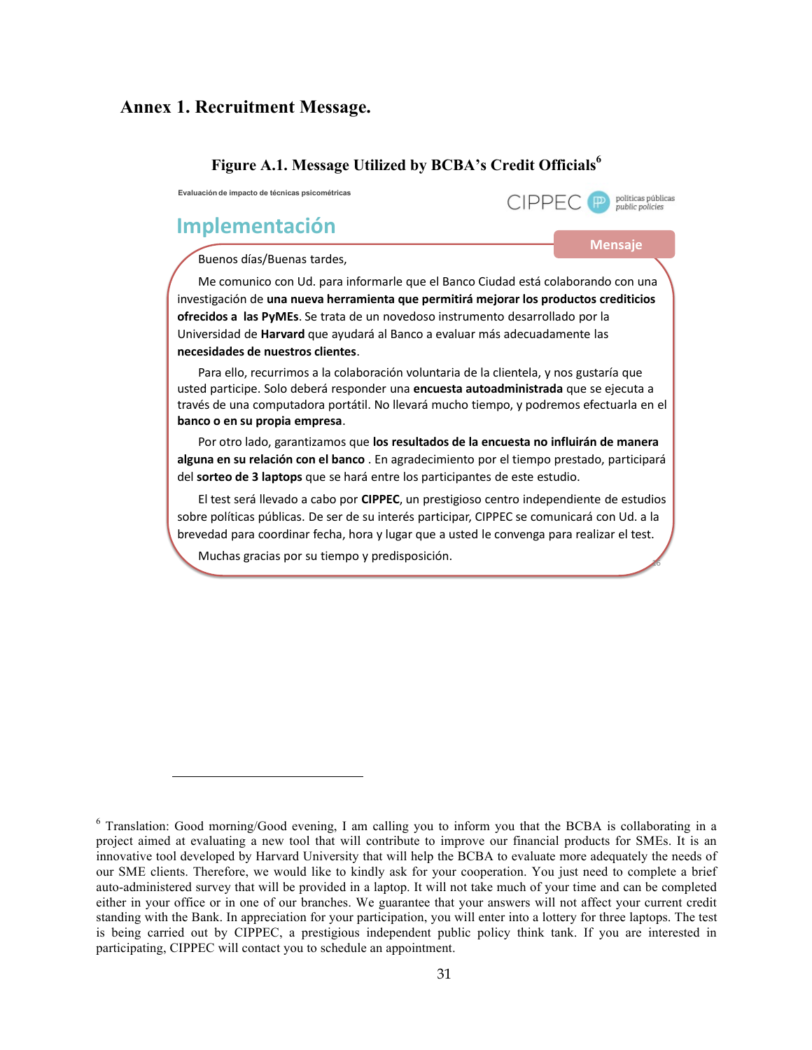# Annex 1. Recruitment Message.

**Figure A.1. Message Utilized by BCBA's Credit Officials**[6]

Evaluación de impacto de técnicas psicométricas

CIPPEC políticas públicas public policies

## Implementación

**Mensaje**

Buenos días/Buenas tardes,

Me comunico con Ud. para informarle que el Banco Ciudad está colaborando con una investigación de **una nueva herramienta que permitirá mejorar los productos crediticios ofrecidos a las PyMEs**. Se trata de un novedoso instrumento desarrollado por la Universidad de **Harvard** que ayudará al Banco a evaluar más adecuadamente las **necesidades de nuestros clientes**.

Para ello, recurrimos a la colaboración voluntaria de la clientela, y nos gustaría que usted participe. Solo deberá responder una **encuesta autoadministrada** que se ejecuta a través de una computadora portátil. No llevará mucho tiempo, y podremos efectuarla en el **banco o en su propia empresa**.

Por otro lado, garantizamos que **los resultados de la encuesta no influirán de manera alguna en su relación con el banco** . En agradecimiento por el tiempo prestado, participará del **sorteo de 3 laptops** que se hará entre los participantes de este estudio.

El test será llevado a cabo por **CIPPEC**, un prestigioso centro independiente de estudios sobre políticas públicas. De ser de su interés participar, CIPPEC se comunicará con Ud. a la brevedad para coordinar fecha, hora y lugar que a usted le convenga para realizar el test.

Muchas gracias por su tiempo y predisposición.

---

[6] Translation: Good morning/Good evening, I am calling you to inform you that the BCBA is collaborating in a project aimed at evaluating a new tool that will contribute to improve our financial products for SMEs. It is an innovative tool developed by Harvard University that will help the BCBA to evaluate more adequately the needs of our SME clients. Therefore, we would like to kindly ask for your cooperation. You just need to complete a brief auto-administered survey that will be provided in a laptop. It will not take much of your time and can be completed either in your office or in one of our branches. We guarantee that your answers will not affect your current credit standing with the Bank. In appreciation for your participation, you will enter into a lottery for three laptops. The test is being carried out by CIPPEC, a prestigious independent public policy think tank. If you are interested in participating, CIPPEC will contact you to schedule an appointment.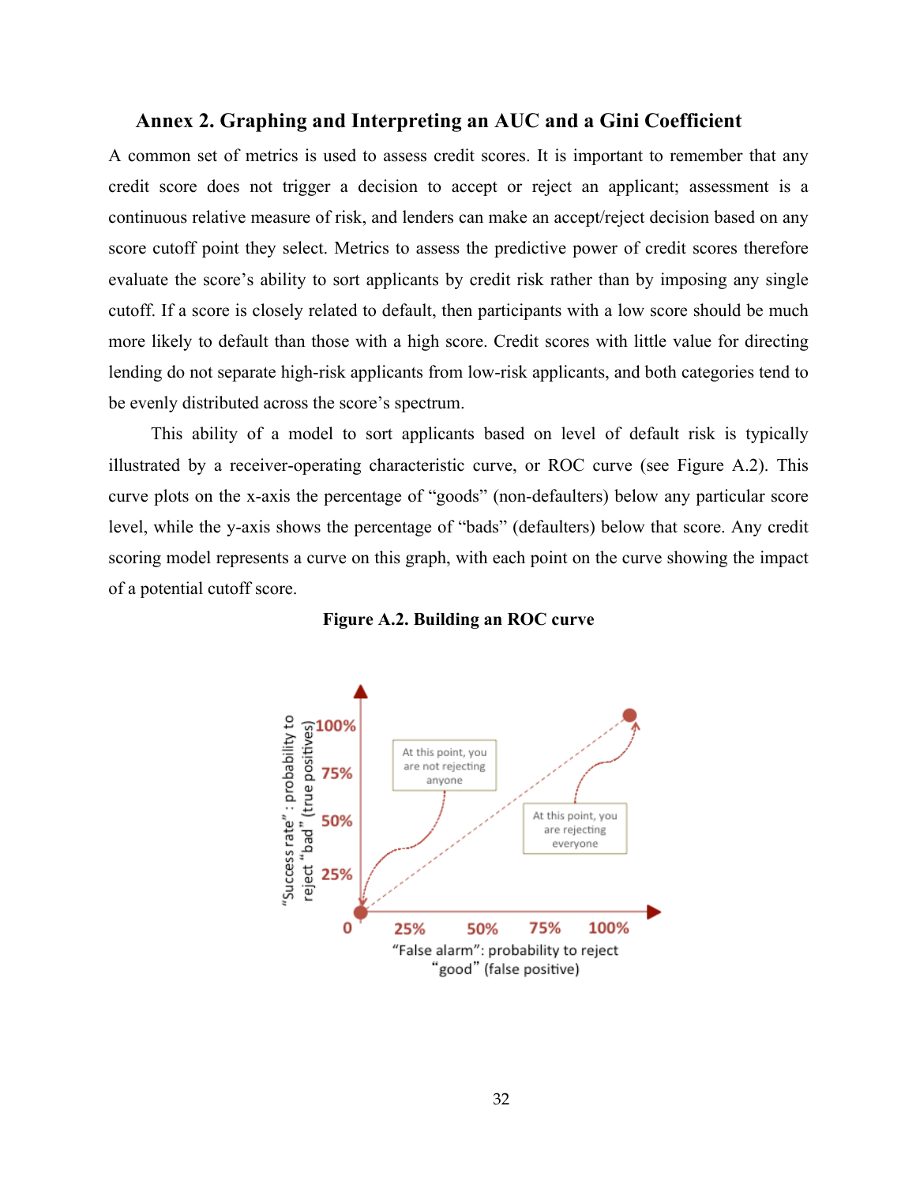## Annex 2. Graphing and Interpreting an AUC and a Gini Coefficient

A common set of metrics is used to assess credit scores. It is important to remember that any credit score does not trigger a decision to accept or reject an applicant; assessment is a continuous relative measure of risk, and lenders can make an accept/reject decision based on any score cutoff point they select. Metrics to assess the predictive power of credit scores therefore evaluate the score's ability to sort applicants by credit risk rather than by imposing any single cutoff. If a score is closely related to default, then participants with a low score should be much more likely to default than those with a high score. Credit scores with little value for directing lending do not separate high-risk applicants from low-risk applicants, and both categories tend to be evenly distributed across the score's spectrum.

This ability of a model to sort applicants based on level of default risk is typically illustrated by a receiver-operating characteristic curve, or ROC curve (see Figure A.2). This curve plots on the x-axis the percentage of "goods" (non-defaulters) below any particular score level, while the y-axis shows the percentage of "bads" (defaulters) below that score. Any credit scoring model represents a curve on this graph, with each point on the curve showing the impact of a potential cutoff score.

**Figure A.2. Building an ROC curve**

"Success rate": probability to reject "bad" (true positives)

100%
75%
50%
25%
0

At this point, you are not rejecting anyone

At this point, you are rejecting everyone

25% 50% 75% 100%

"False alarm": probability to reject "good" (false positive)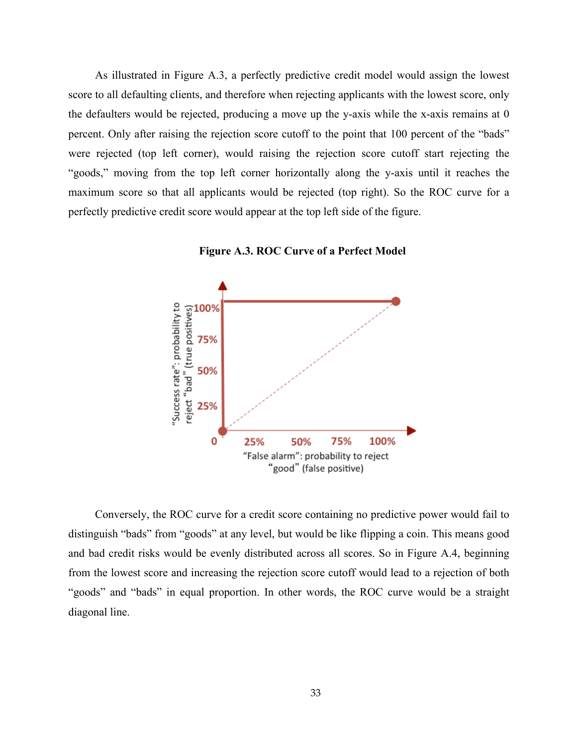As illustrated in Figure A.3, a perfectly predictive credit model would assign the lowest score to all defaulting clients, and therefore when rejecting applicants with the lowest score, only the defaulters would be rejected, producing a move up the y-axis while the x-axis remains at 0 percent. Only after raising the rejection score cutoff to the point that 100 percent of the "bads" were rejected (top left corner), would raising the rejection score cutoff start rejecting the "goods," moving from the top left corner horizontally along the y-axis until it reaches the maximum score so that all applicants would be rejected (top right). So the ROC curve for a perfectly predictive credit score would appear at the top left side of the figure.

**Figure A.3. ROC Curve of a Perfect Model**

Conversely, the ROC curve for a credit score containing no predictive power would fail to distinguish "bads" from "goods" at any level, but would be like flipping a coin. This means good and bad credit risks would be evenly distributed across all scores. So in Figure A.4, beginning from the lowest score and increasing the rejection score cutoff would lead to a rejection of both "goods" and "bads" in equal proportion. In other words, the ROC curve would be a straight diagonal line.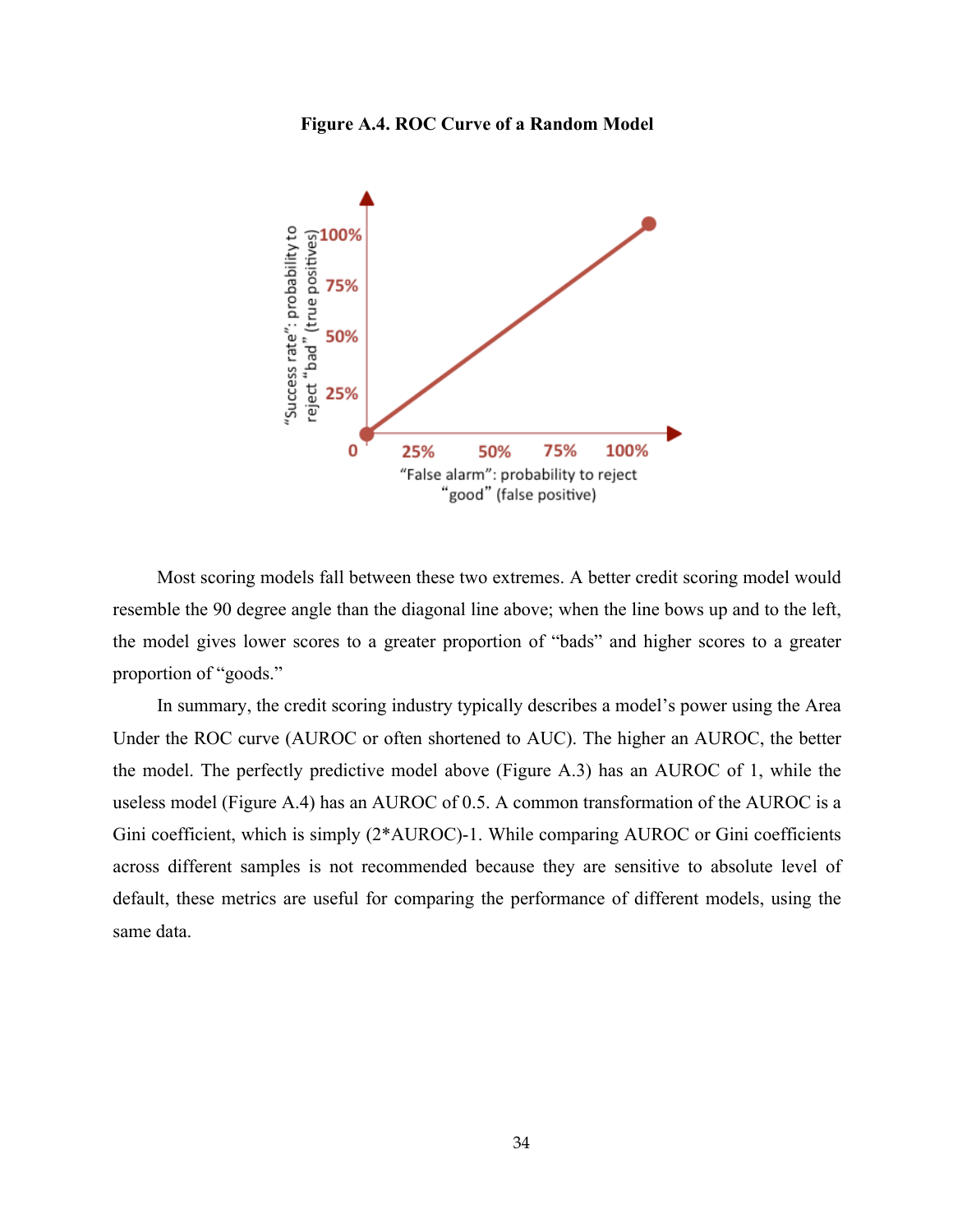**Figure A.4. ROC Curve of a Random Model**

"Success rate": probability to reject "bad" (true positives)

100%

75%

50%

25%

0

25%

50%

75%

100%

"False alarm": probability to reject "good" (false positive)

Most scoring models fall between these two extremes. A better credit scoring model would resemble the 90 degree angle than the diagonal line above; when the line bows up and to the left, the model gives lower scores to a greater proportion of "bads" and higher scores to a greater proportion of "goods."

In summary, the credit scoring industry typically describes a model's power using the Area Under the ROC curve (AUROC or often shortened to AUC). The higher an AUROC, the better the model. The perfectly predictive model above (Figure A.3) has an AUROC of 1, while the useless model (Figure A.4) has an AUROC of 0.5. A common transformation of the AUROC is a Gini coefficient, which is simply (2*AUROC)-1. While comparing AUROC or Gini coefficients across different samples is not recommended because they are sensitive to absolute level of default, these metrics are useful for comparing the performance of different models, using the same data.